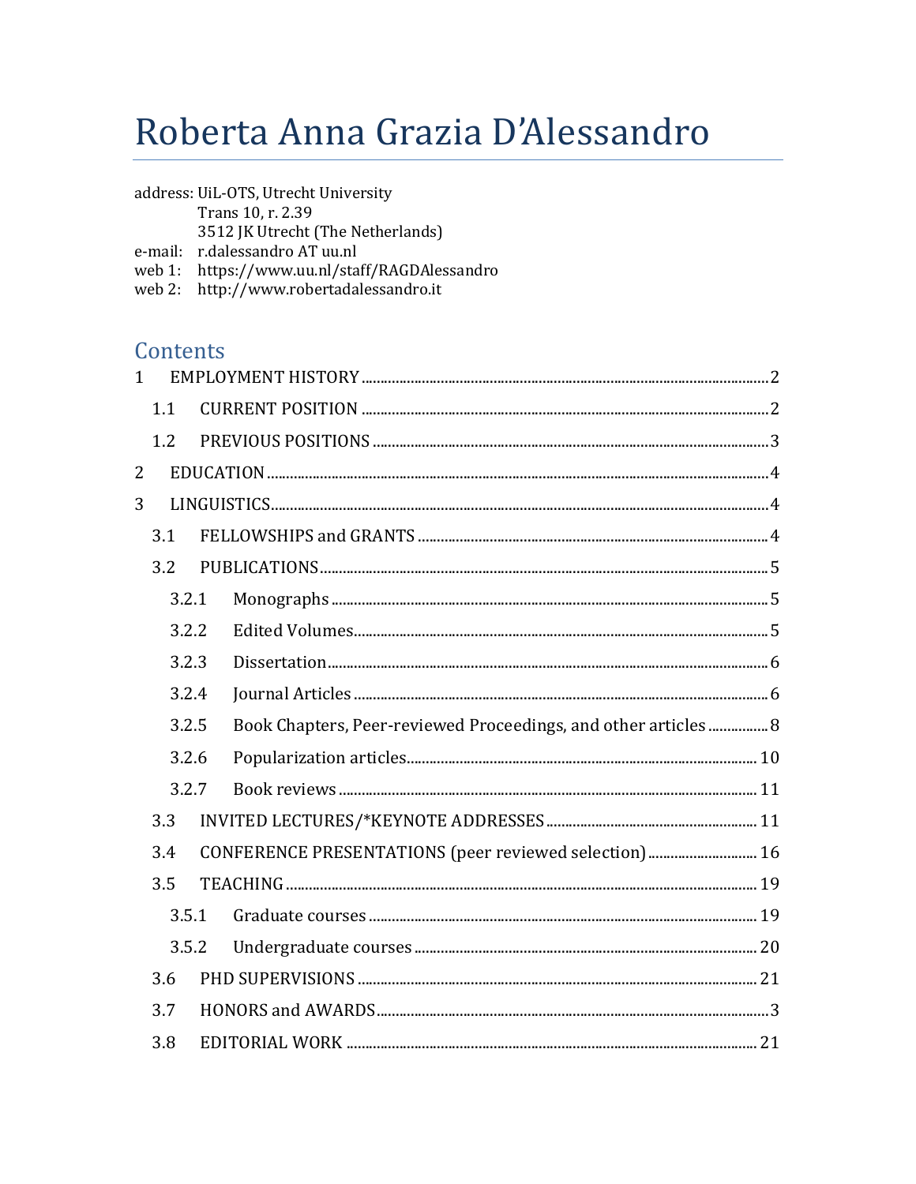# Roberta Anna Grazia D'Alessandro

address: UiL-OTS, Utrecht University
Trans 10, r. 2.39
3512 JK Utrecht (The Netherlands)
e-mail: r.dalessandro AT uu.nl
web 1: https://www.uu.nl/staff/RAGDAlessandro
web 2: http://www.robertadalessandro.it

## Contents

1 EMPLOYMENT HISTORY .......... 2
- 1.1 CURRENT POSITION .......... 2
- 1.2 PREVIOUS POSITIONS .......... 3

2 EDUCATION .......... 4

3 LINGUISTICS .......... 4
- 3.1 FELLOWSHIPS and GRANTS .......... 4
- 3.2 PUBLICATIONS .......... 5
  - 3.2.1 Monographs .......... 5
  - 3.2.2 Edited Volumes .......... 5
  - 3.2.3 Dissertation .......... 6
  - 3.2.4 Journal Articles .......... 6
  - 3.2.5 Book Chapters, Peer-reviewed Proceedings, and other articles .......... 8
  - 3.2.6 Popularization articles .......... 10
  - 3.2.7 Book reviews .......... 11
- 3.3 INVITED LECTURES/*KEYNOTE ADDRESSES .......... 11
- 3.4 CONFERENCE PRESENTATIONS (peer reviewed selection) .......... 16
- 3.5 TEACHING .......... 19
  - 3.5.1 Graduate courses .......... 19
  - 3.5.2 Undergraduate courses .......... 20
- 3.6 PHD SUPERVISIONS .......... 21
- 3.7 HONORS and AWARDS .......... 3
- 3.8 EDITORIAL WORK .......... 21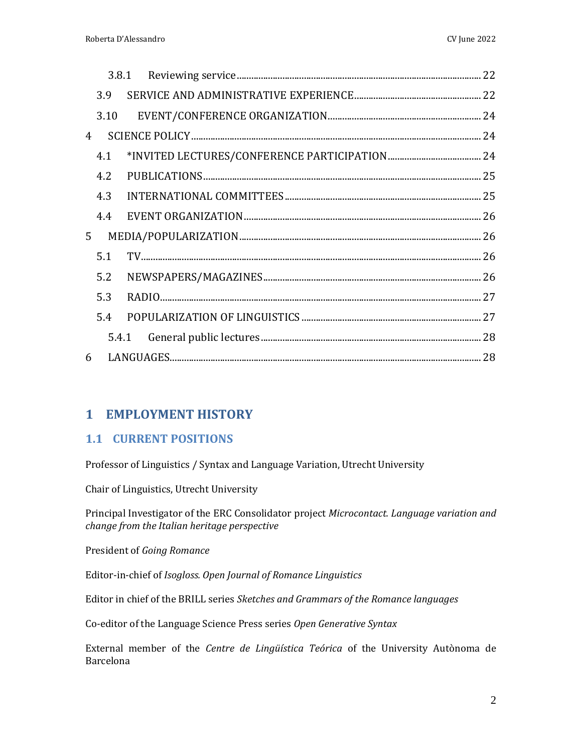3.8.1 Reviewing service ... 22

3.9 SERVICE AND ADMINISTRATIVE EXPERIENCE ... 22

3.10 EVENT/CONFERENCE ORGANIZATION ... 24

4 SCIENCE POLICY ... 24

4.1 *INVITED LECTURES/CONFERENCE PARTICIPATION ... 24

4.2 PUBLICATIONS ... 25

4.3 INTERNATIONAL COMMITTEES ... 25

4.4 EVENT ORGANIZATION ... 26

5 MEDIA/POPULARIZATION ... 26

5.1 TV ... 26

5.2 NEWSPAPERS/MAGAZINES ... 26

5.3 RADIO ... 27

5.4 POPULARIZATION OF LINGUISTICS ... 27

5.4.1 General public lectures ... 28

6 LANGUAGES ... 28

# 1 EMPLOYMENT HISTORY

## 1.1 CURRENT POSITIONS

Professor of Linguistics / Syntax and Language Variation, Utrecht University

Chair of Linguistics, Utrecht University

Principal Investigator of the ERC Consolidator project *Microcontact. Language variation and change from the Italian heritage perspective*

President of *Going Romance*

Editor-in-chief of *Isogloss. Open Journal of Romance Linguistics*

Editor in chief of the BRILL series *Sketches and Grammars of the Romance languages*

Co-editor of the Language Science Press series *Open Generative Syntax*

External member of the *Centre de Lingüística Teórica* of the University Autònoma de Barcelona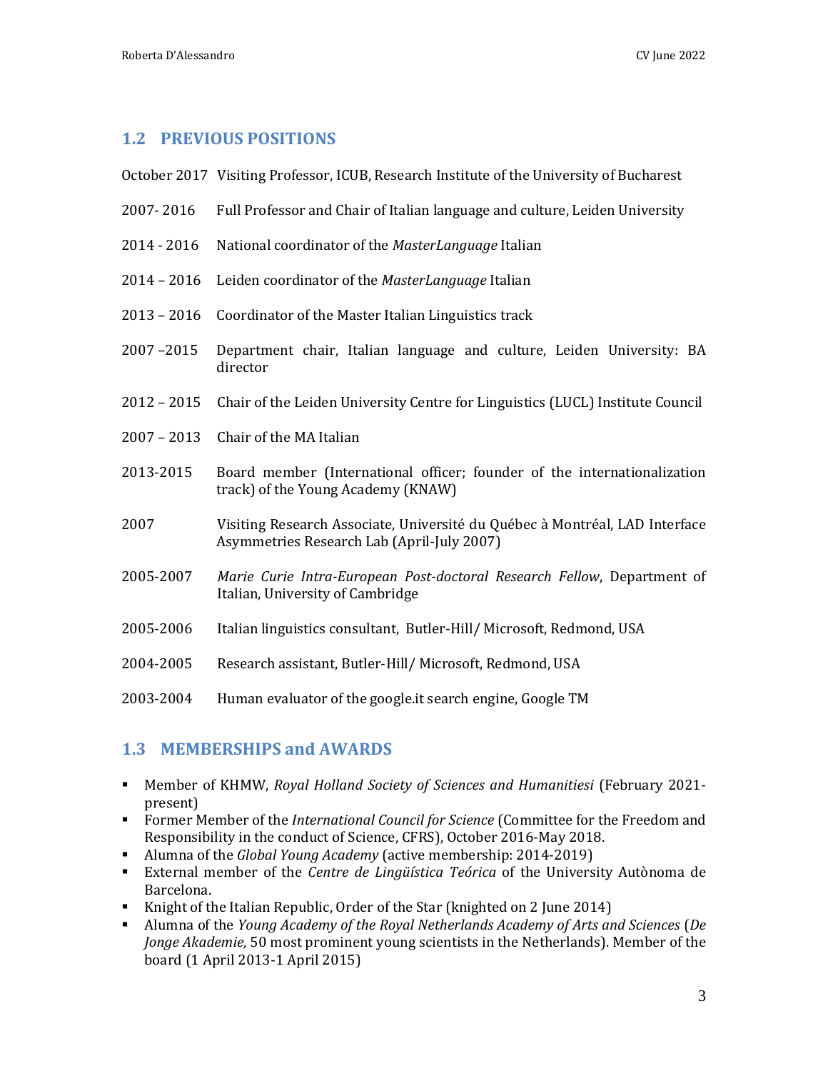## 1.2 PREVIOUS POSITIONS

October 2017 Visiting Professor, ICUB, Research Institute of the University of Bucharest

2007- 2016 Full Professor and Chair of Italian language and culture, Leiden University

2014 - 2016 National coordinator of the *MasterLanguage* Italian

2014 – 2016 Leiden coordinator of the *MasterLanguage* Italian

2013 – 2016 Coordinator of the Master Italian Linguistics track

2007 –2015 Department chair, Italian language and culture, Leiden University: BA director

2012 – 2015 Chair of the Leiden University Centre for Linguistics (LUCL) Institute Council

2007 – 2013 Chair of the MA Italian

2013-2015 Board member (International officer; founder of the internationalization track) of the Young Academy (KNAW)

2007 Visiting Research Associate, Université du Québec à Montréal, LAD Interface Asymmetries Research Lab (April-July 2007)

2005-2007 *Marie Curie Intra-European Post-doctoral Research Fellow*, Department of Italian, University of Cambridge

2005-2006 Italian linguistics consultant, Butler-Hill/ Microsoft, Redmond, USA

2004-2005 Research assistant, Butler-Hill/ Microsoft, Redmond, USA

2003-2004 Human evaluator of the google.it search engine, Google TM

## 1.3 MEMBERSHIPS and AWARDS

- Member of KHMW, *Royal Holland Society of Sciences and Humanitiesi* (February 2021-present)
- Former Member of the *International Council for Science* (Committee for the Freedom and Responsibility in the conduct of Science, CFRS), October 2016-May 2018.
- Alumna of the *Global Young Academy* (active membership: 2014-2019)
- External member of the *Centre de Lingüística Teórica* of the University Autònoma de Barcelona.
- Knight of the Italian Republic, Order of the Star (knighted on 2 June 2014)
- Alumna of the *Young Academy of the Royal Netherlands Academy of Arts and Sciences* (*De Jonge Akademie,* 50 most prominent young scientists in the Netherlands). Member of the board (1 April 2013-1 April 2015)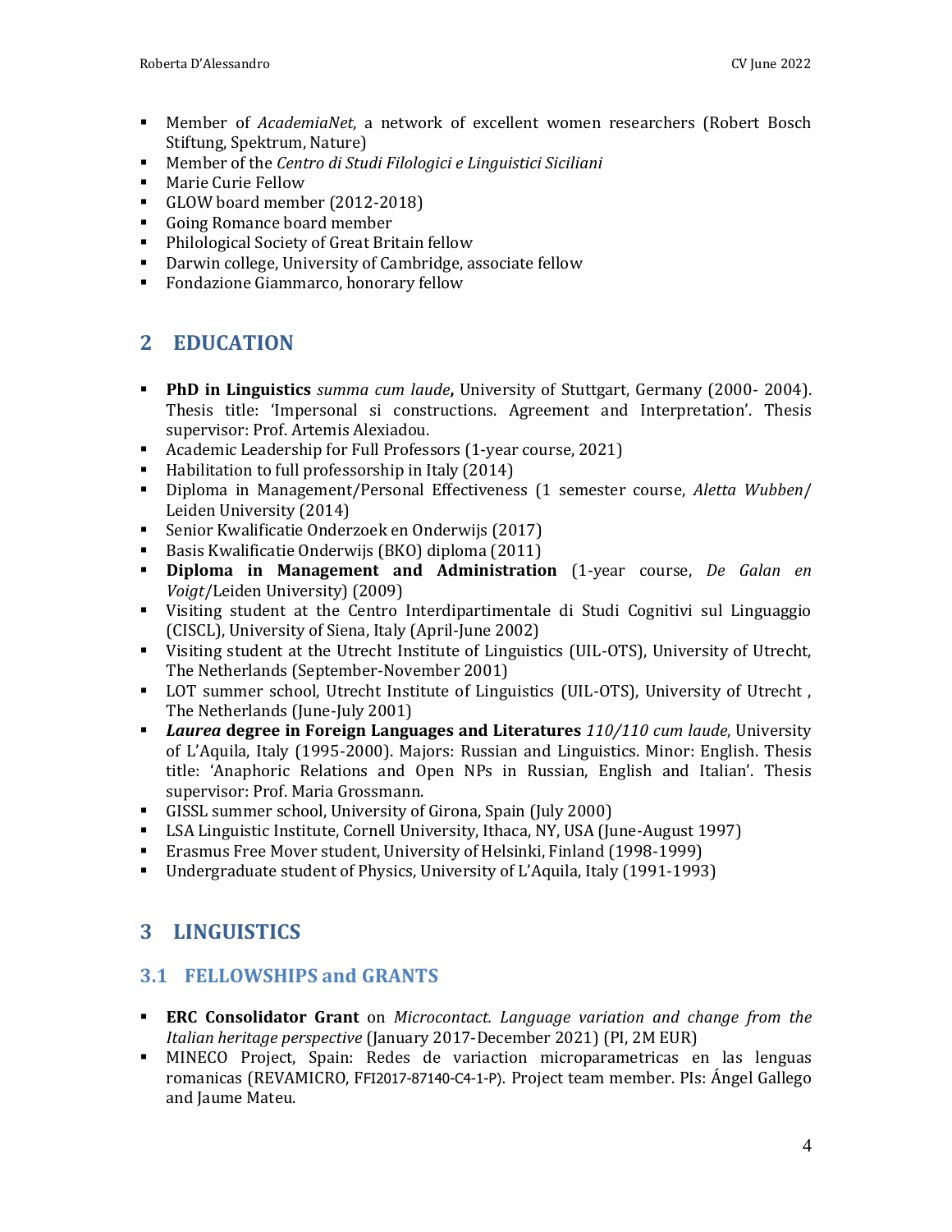- Member of *AcademiaNet*, a network of excellent women researchers (Robert Bosch Stiftung, Spektrum, Nature)
- Member of the *Centro di Studi Filologici e Linguistici Siciliani*
- Marie Curie Fellow
- GLOW board member (2012-2018)
- Going Romance board member
- Philological Society of Great Britain fellow
- Darwin college, University of Cambridge, associate fellow
- Fondazione Giammarco, honorary fellow

## 2 EDUCATION

- **PhD in Linguistics** *summa cum laude***,** University of Stuttgart, Germany (2000- 2004). Thesis title: 'Impersonal si constructions. Agreement and Interpretation'. Thesis supervisor: Prof. Artemis Alexiadou.
- Academic Leadership for Full Professors (1-year course, 2021)
- Habilitation to full professorship in Italy (2014)
- Diploma in Management/Personal Effectiveness (1 semester course, *Aletta Wubben*/ Leiden University (2014)
- Senior Kwalificatie Onderzoek en Onderwijs (2017)
- Basis Kwalificatie Onderwijs (BKO) diploma (2011)
- **Diploma in Management and Administration** (1-year course, *De Galan en Voigt*/Leiden University) (2009)
- Visiting student at the Centro Interdipartimentale di Studi Cognitivi sul Linguaggio (CISCL), University of Siena, Italy (April-June 2002)
- Visiting student at the Utrecht Institute of Linguistics (UIL-OTS), University of Utrecht, The Netherlands (September-November 2001)
- LOT summer school, Utrecht Institute of Linguistics (UIL-OTS), University of Utrecht , The Netherlands (June-July 2001)
- ***Laurea* degree in Foreign Languages and Literatures** *110/110 cum laude*, University of L'Aquila, Italy (1995-2000). Majors: Russian and Linguistics. Minor: English. Thesis title: 'Anaphoric Relations and Open NPs in Russian, English and Italian'. Thesis supervisor: Prof. Maria Grossmann.
- GISSL summer school, University of Girona, Spain (July 2000)
- LSA Linguistic Institute, Cornell University, Ithaca, NY, USA (June-August 1997)
- Erasmus Free Mover student, University of Helsinki, Finland (1998-1999)
- Undergraduate student of Physics, University of L'Aquila, Italy (1991-1993)

## 3 LINGUISTICS

### 3.1 FELLOWSHIPS and GRANTS

- **ERC Consolidator Grant** on *Microcontact. Language variation and change from the Italian heritage perspective* (January 2017-December 2021) (PI, 2M EUR)
- MINECO Project, Spain: Redes de variaction microparametricas en las lenguas romanicas (REVAMICRO, FFI2017-87140-C4-1-P). Project team member. PIs: Ángel Gallego and Jaume Mateu.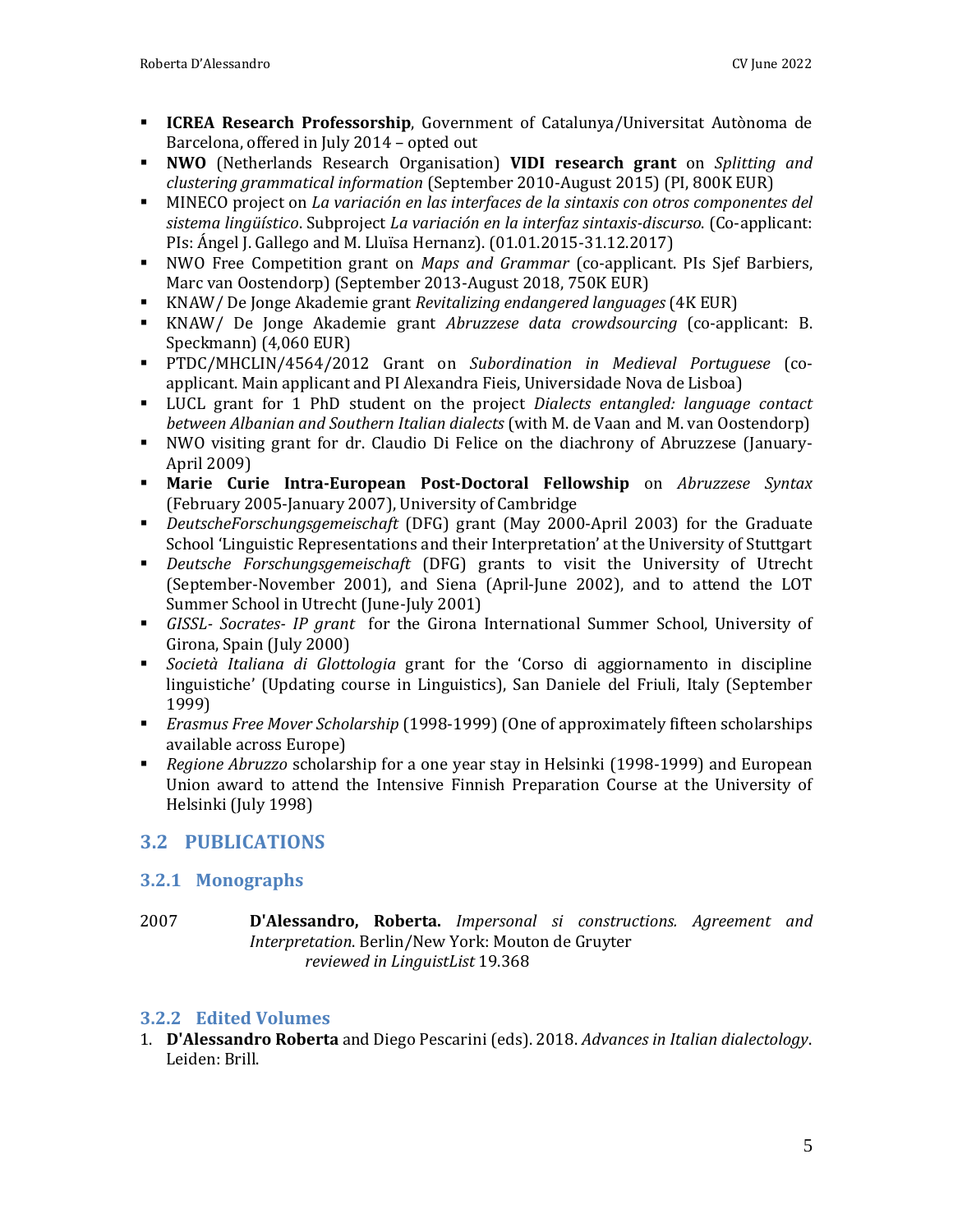- **ICREA Research Professorship**, Government of Catalunya/Universitat Autònoma de Barcelona, offered in July 2014 – opted out
- **NWO** (Netherlands Research Organisation) **VIDI research grant** on *Splitting and clustering grammatical information* (September 2010-August 2015) (PI, 800K EUR)
- MINECO project on *La variación en las interfaces de la sintaxis con otros componentes del sistema lingüístico*. Subproject *La variación en la interfaz sintaxis-discurso*. (Co-applicant: PIs: Ángel J. Gallego and M. Lluïsa Hernanz). (01.01.2015-31.12.2017)
- NWO Free Competition grant on *Maps and Grammar* (co-applicant. PIs Sjef Barbiers, Marc van Oostendorp) (September 2013-August 2018, 750K EUR)
- KNAW/ De Jonge Akademie grant *Revitalizing endangered languages* (4K EUR)
- KNAW/ De Jonge Akademie grant *Abruzzese data crowdsourcing* (co-applicant: B. Speckmann) (4,060 EUR)
- PTDC/MHCLIN/4564/2012 Grant on *Subordination in Medieval Portuguese* (co-applicant. Main applicant and PI Alexandra Fieis, Universidade Nova de Lisboa)
- LUCL grant for 1 PhD student on the project *Dialects entangled: language contact between Albanian and Southern Italian dialects* (with M. de Vaan and M. van Oostendorp)
- NWO visiting grant for dr. Claudio Di Felice on the diachrony of Abruzzese (January-April 2009)
- **Marie Curie Intra-European Post-Doctoral Fellowship** on *Abruzzese Syntax* (February 2005-January 2007), University of Cambridge
- *DeutscheForschungsgemeischaft* (DFG) grant (May 2000-April 2003) for the Graduate School 'Linguistic Representations and their Interpretation' at the University of Stuttgart
- *Deutsche Forschungsgemeischaft* (DFG) grants to visit the University of Utrecht (September-November 2001), and Siena (April-June 2002), and to attend the LOT Summer School in Utrecht (June-July 2001)
- *GISSL- Socrates- IP grant* for the Girona International Summer School, University of Girona, Spain (July 2000)
- *Società Italiana di Glottologia* grant for the 'Corso di aggiornamento in discipline linguistiche' (Updating course in Linguistics), San Daniele del Friuli, Italy (September 1999)
- *Erasmus Free Mover Scholarship* (1998-1999) (One of approximately fifteen scholarships available across Europe)
- *Regione Abruzzo* scholarship for a one year stay in Helsinki (1998-1999) and European Union award to attend the Intensive Finnish Preparation Course at the University of Helsinki (July 1998)

## 3.2 PUBLICATIONS

### 3.2.1 Monographs

2007 **D'Alessandro, Roberta.** *Impersonal si constructions. Agreement and Interpretation*. Berlin/New York: Mouton de Gruyter
*reviewed in LinguistList* 19.368

### 3.2.2 Edited Volumes

1. **D'Alessandro Roberta** and Diego Pescarini (eds). 2018. *Advances in Italian dialectology*. Leiden: Brill.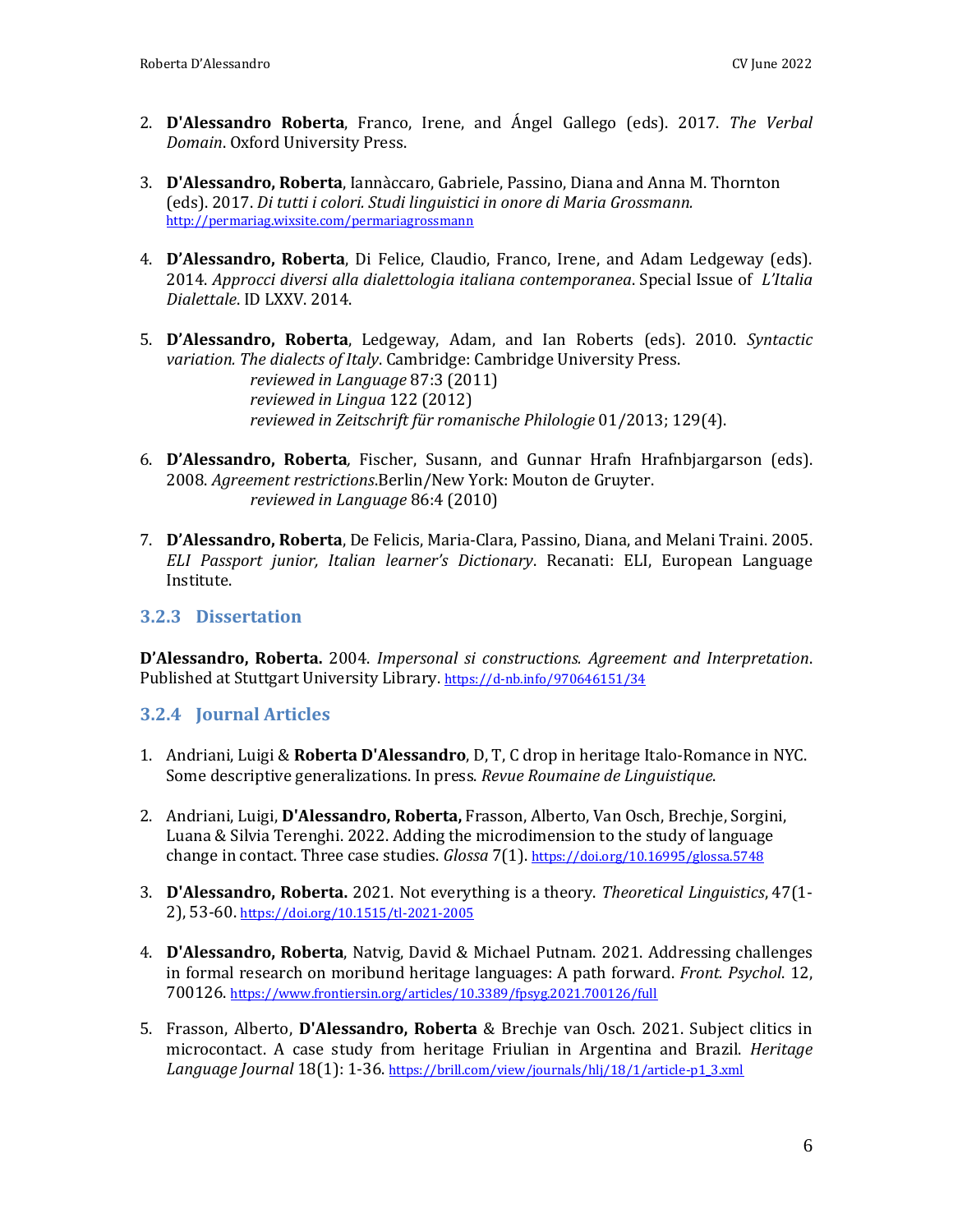2. **D'Alessandro Roberta**, Franco, Irene, and Ángel Gallego (eds). 2017. *The Verbal Domain*. Oxford University Press.

3. **D'Alessandro, Roberta**, Iannàccaro, Gabriele, Passino, Diana and Anna M. Thornton (eds). 2017. *Di tutti i colori. Studi linguistici in onore di Maria Grossmann.* http://permariag.wixsite.com/permariagrossmann

4. **D'Alessandro, Roberta**, Di Felice, Claudio, Franco, Irene, and Adam Ledgeway (eds). 2014. *Approcci diversi alla dialettologia italiana contemporanea*. Special Issue of *L'Italia Dialettale*. ID LXXV. 2014.

5. **D'Alessandro, Roberta**, Ledgeway, Adam, and Ian Roberts (eds). 2010. *Syntactic variation. The dialects of Italy*. Cambridge: Cambridge University Press.
   *reviewed in Language* 87:3 (2011)
   *reviewed in Lingua* 122 (2012)
   *reviewed in Zeitschrift für romanische Philologie* 01/2013; 129(4).

6. **D'Alessandro, Roberta***,* Fischer, Susann, and Gunnar Hrafn Hrafnbjargarson (eds). 2008. *Agreement restrictions*.Berlin/New York: Mouton de Gruyter.
   *reviewed in Language* 86:4 (2010)

7. **D'Alessandro, Roberta**, De Felicis, Maria-Clara, Passino, Diana, and Melani Traini. 2005. *ELI Passport junior, Italian learner's Dictionary*. Recanati: ELI, European Language Institute.

### 3.2.3 Dissertation

**D'Alessandro, Roberta.** 2004. *Impersonal si constructions. Agreement and Interpretation*. Published at Stuttgart University Library. https://d-nb.info/970646151/34

### 3.2.4 Journal Articles

1. Andriani, Luigi & **Roberta D'Alessandro**, D, T, C drop in heritage Italo-Romance in NYC. Some descriptive generalizations. In press. *Revue Roumaine de Linguistique*.

2. Andriani, Luigi, **D'Alessandro, Roberta,** Frasson, Alberto, Van Osch, Brechje, Sorgini, Luana & Silvia Terenghi. 2022. Adding the microdimension to the study of language change in contact. Three case studies. *Glossa* 7(1). https://doi.org/10.16995/glossa.5748

3. **D'Alessandro, Roberta.** 2021. Not everything is a theory. *Theoretical Linguistics*, 47(1-2), 53-60. https://doi.org/10.1515/tl-2021-2005

4. **D'Alessandro, Roberta**, Natvig, David & Michael Putnam. 2021. Addressing challenges in formal research on moribund heritage languages: A path forward. *Front. Psychol*. 12, 700126. https://www.frontiersin.org/articles/10.3389/fpsyg.2021.700126/full

5. Frasson, Alberto, **D'Alessandro, Roberta** & Brechje van Osch. 2021. Subject clitics in microcontact. A case study from heritage Friulian in Argentina and Brazil. *Heritage Language Journal* 18(1): 1-36. https://brill.com/view/journals/hlj/18/1/article-p1_3.xml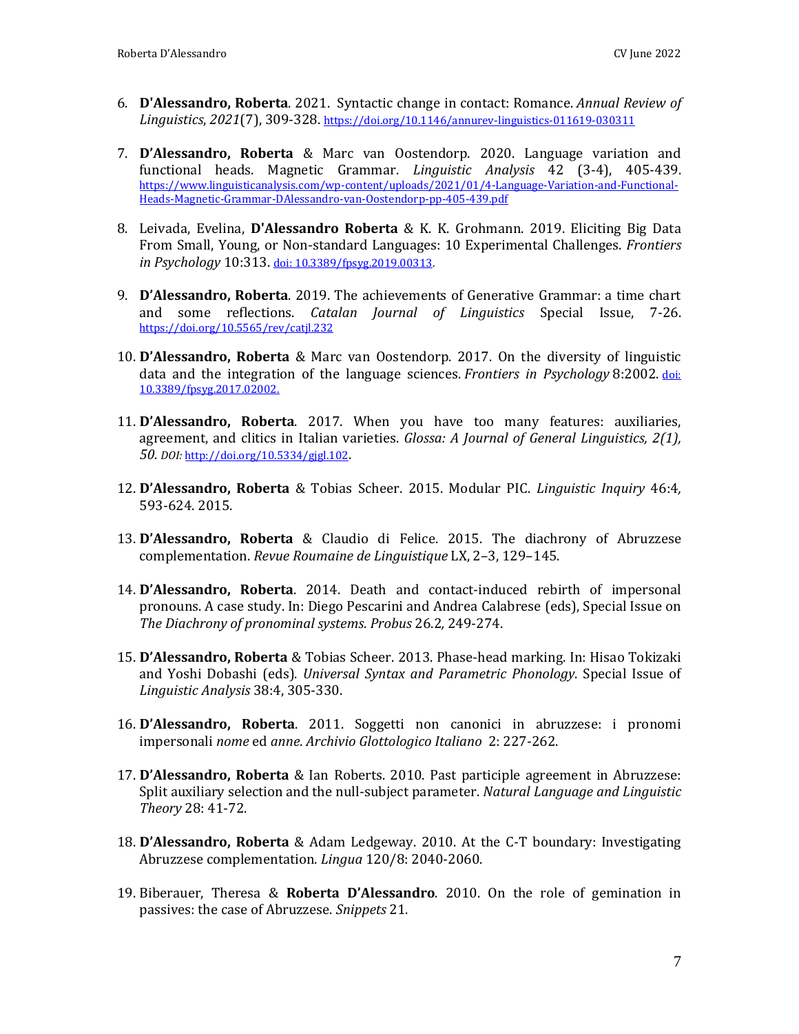6. **D'Alessandro, Roberta**. 2021. Syntactic change in contact: Romance. *Annual Review of Linguistics*, *2021*(7), 309-328. https://doi.org/10.1146/annurev-linguistics-011619-030311

7. **D'Alessandro, Roberta** & Marc van Oostendorp. 2020. Language variation and functional heads. Magnetic Grammar. *Linguistic Analysis* 42 (3-4), 405-439. https://www.linguisticanalysis.com/wp-content/uploads/2021/01/4-Language-Variation-and-Functional-Heads-Magnetic-Grammar-DAlessandro-van-Oostendorp-pp-405-439.pdf

8. Leivada, Evelina, **D'Alessandro Roberta** & K. K. Grohmann. 2019. Eliciting Big Data From Small, Young, or Non-standard Languages: 10 Experimental Challenges. *Frontiers in Psychology* 10:313. doi: 10.3389/fpsyg.2019.00313.

9. **D'Alessandro, Roberta**. 2019. The achievements of Generative Grammar: a time chart and some reflections. *Catalan Journal of Linguistics* Special Issue, 7-26. https://doi.org/10.5565/rev/catjl.232

10. **D'Alessandro, Roberta** & Marc van Oostendorp. 2017. On the diversity of linguistic data and the integration of the language sciences. *Frontiers in Psychology* 8:2002. doi: 10.3389/fpsyg.2017.02002.

11. **D'Alessandro, Roberta**. 2017. When you have too many features: auxiliaries, agreement, and clitics in Italian varieties. *Glossa: A Journal of General Linguistics, 2(1), 50. DOI:* http://doi.org/10.5334/gjgl.102.

12. **D'Alessandro, Roberta** & Tobias Scheer. 2015. Modular PIC. *Linguistic Inquiry* 46:4, 593-624. 2015.

13. **D'Alessandro, Roberta** & Claudio di Felice. 2015. The diachrony of Abruzzese complementation. *Revue Roumaine de Linguistique* LX, 2–3, 129–145.

14. **D'Alessandro, Roberta**. 2014. Death and contact-induced rebirth of impersonal pronouns. A case study. In: Diego Pescarini and Andrea Calabrese (eds), Special Issue on *The Diachrony of pronominal systems*. *Probus* 26.2, 249-274.

15. **D'Alessandro, Roberta** & Tobias Scheer. 2013. Phase-head marking. In: Hisao Tokizaki and Yoshi Dobashi (eds). *Universal Syntax and Parametric Phonology*. Special Issue of *Linguistic Analysis* 38:4, 305-330.

16. **D'Alessandro, Roberta**. 2011. Soggetti non canonici in abruzzese: i pronomi impersonali *nome* ed *anne*. *Archivio Glottologico Italiano* 2: 227-262.

17. **D'Alessandro, Roberta** & Ian Roberts. 2010. Past participle agreement in Abruzzese: Split auxiliary selection and the null-subject parameter. *Natural Language and Linguistic Theory* 28: 41-72.

18. **D'Alessandro, Roberta** & Adam Ledgeway. 2010. At the C-T boundary: Investigating Abruzzese complementation. *Lingua* 120/8: 2040-2060.

19. Biberauer, Theresa & **Roberta D'Alessandro**. 2010. On the role of gemination in passives: the case of Abruzzese. *Snippets* 21.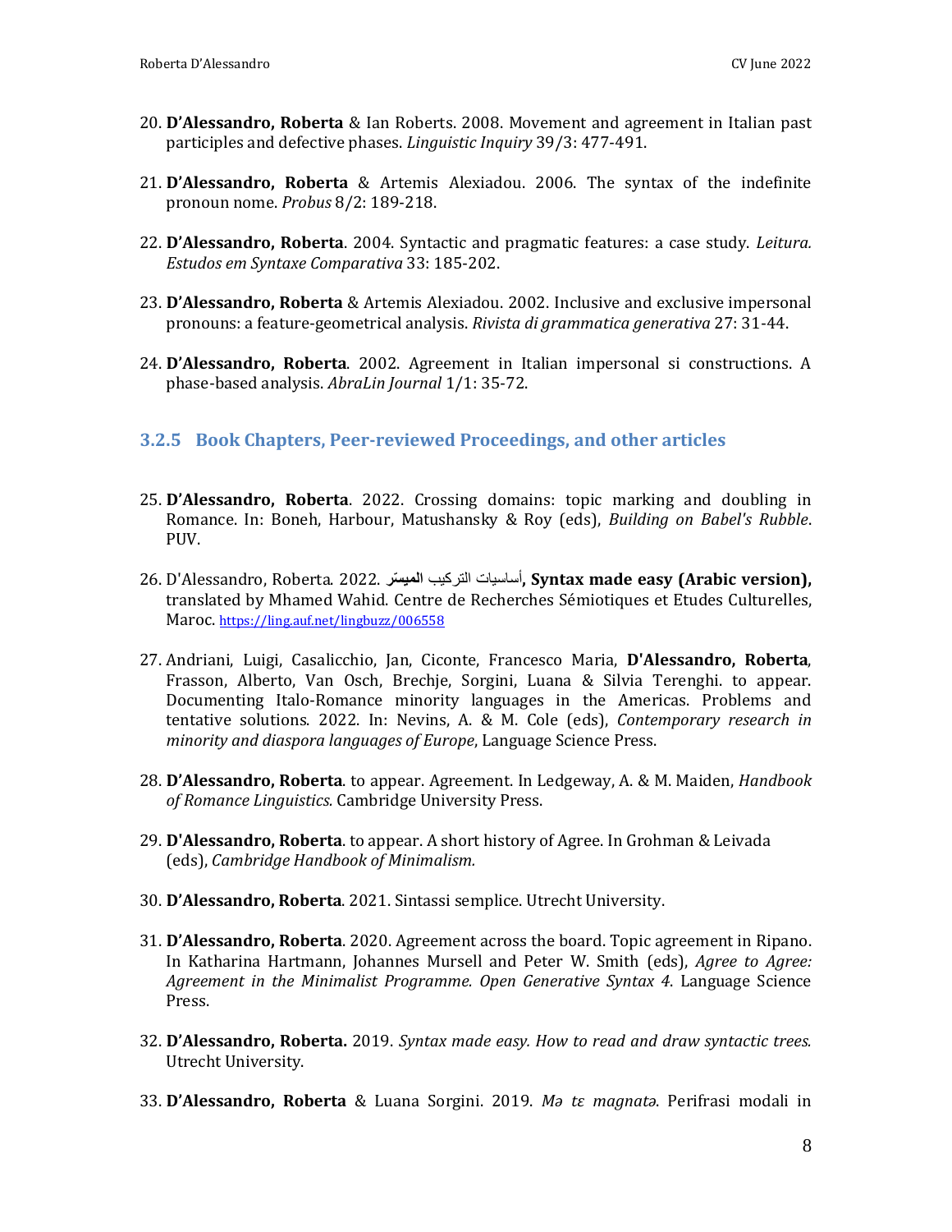20. **D'Alessandro, Roberta** & Ian Roberts. 2008. Movement and agreement in Italian past participles and defective phases. *Linguistic Inquiry* 39/3: 477-491.

21. **D'Alessandro, Roberta** & Artemis Alexiadou. 2006. The syntax of the indefinite pronoun nome. *Probus* 8/2: 189-218.

22. **D'Alessandro, Roberta**. 2004. Syntactic and pragmatic features: a case study. *Leitura. Estudos em Syntaxe Comparativa* 33: 185-202.

23. **D'Alessandro, Roberta** & Artemis Alexiadou. 2002. Inclusive and exclusive impersonal pronouns: a feature-geometrical analysis. *Rivista di grammatica generativa* 27: 31-44.

24. **D'Alessandro, Roberta**. 2002. Agreement in Italian impersonal si constructions. A phase-based analysis. *AbraLin Journal* 1/1: 35-72.

### 3.2.5 Book Chapters, Peer-reviewed Proceedings, and other articles

25. **D'Alessandro, Roberta**. 2022. Crossing domains: topic marking and doubling in Romance. In: Boneh, Harbour, Matushansky & Roy (eds), *Building on Babel's Rubble*. PUV.

26. D'Alessandro, Roberta. 2022. أساسيات التركيب **الميسّر**, **Syntax made easy (Arabic version),** translated by Mhamed Wahid. Centre de Recherches Sémiotiques et Etudes Culturelles, Maroc. https://ling.auf.net/lingbuzz/006558

27. Andriani, Luigi, Casalicchio, Jan, Ciconte, Francesco Maria, **D'Alessandro, Roberta**, Frasson, Alberto, Van Osch, Brechje, Sorgini, Luana & Silvia Terenghi. to appear. Documenting Italo-Romance minority languages in the Americas. Problems and tentative solutions. 2022. In: Nevins, A. & M. Cole (eds), *Contemporary research in minority and diaspora languages of Europe*, Language Science Press.

28. **D'Alessandro, Roberta**. to appear. Agreement. In Ledgeway, A. & M. Maiden, *Handbook of Romance Linguistics.* Cambridge University Press.

29. **D'Alessandro, Roberta**. to appear. A short history of Agree. In Grohman & Leivada (eds), *Cambridge Handbook of Minimalism.*

30. **D'Alessandro, Roberta**. 2021. Sintassi semplice. Utrecht University.

31. **D'Alessandro, Roberta**. 2020. Agreement across the board. Topic agreement in Ripano. In Katharina Hartmann, Johannes Mursell and Peter W. Smith (eds), *Agree to Agree: Agreement in the Minimalist Programme. Open Generative Syntax 4*. Language Science Press.

32. **D'Alessandro, Roberta.** 2019. *Syntax made easy. How to read and draw syntactic trees.* Utrecht University.

33. **D'Alessandro, Roberta** & Luana Sorgini. 2019. *Mə tɛ magnatə*. Perifrasi modali in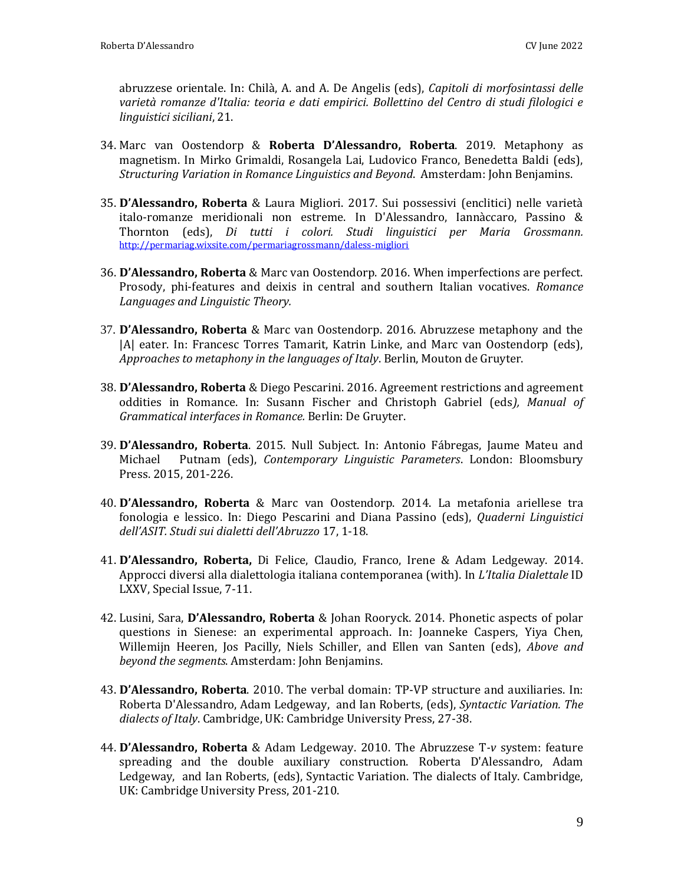abruzzese orientale. In: Chilà, A. and A. De Angelis (eds), *Capitoli di morfosintassi delle varietà romanze d'Italia: teoria e dati empirici. Bollettino del Centro di studi filologici e linguistici siciliani*, 21.

34. Marc van Oostendorp & **Roberta D'Alessandro, Roberta**. 2019. Metaphony as magnetism. In Mirko Grimaldi, Rosangela Lai, Ludovico Franco, Benedetta Baldi (eds), *Structuring Variation in Romance Linguistics and Beyond*. Amsterdam: John Benjamins.

35. **D'Alessandro, Roberta** & Laura Migliori. 2017. Sui possessivi (enclitici) nelle varietà italo-romanze meridionali non estreme. In D'Alessandro, Iannàccaro, Passino & Thornton (eds), *Di tutti i colori. Studi linguistici per Maria Grossmann.* http://permariag.wixsite.com/permariagrossmann/daless-migliori

36. **D'Alessandro, Roberta** & Marc van Oostendorp. 2016. When imperfections are perfect. Prosody, phi-features and deixis in central and southern Italian vocatives. *Romance Languages and Linguistic Theory.*

37. **D'Alessandro, Roberta** & Marc van Oostendorp. 2016. Abruzzese metaphony and the |A| eater. In: Francesc Torres Tamarit, Katrin Linke, and Marc van Oostendorp (eds), *Approaches to metaphony in the languages of Italy*. Berlin, Mouton de Gruyter.

38. **D'Alessandro, Roberta** & Diego Pescarini. 2016. Agreement restrictions and agreement oddities in Romance. In: Susann Fischer and Christoph Gabriel (eds*), Manual of Grammatical interfaces in Romance.* Berlin: De Gruyter.

39. **D'Alessandro, Roberta**. 2015. Null Subject. In: Antonio Fábregas, Jaume Mateu and Michael Putnam (eds), *Contemporary Linguistic Parameters*. London: Bloomsbury Press. 2015, 201-226.

40. **D'Alessandro, Roberta** & Marc van Oostendorp. 2014. La metafonia ariellese tra fonologia e lessico. In: Diego Pescarini and Diana Passino (eds), *Quaderni Linguistici dell'ASIT. Studi sui dialetti dell'Abruzzo* 17, 1-18.

41. **D'Alessandro, Roberta,** Di Felice, Claudio, Franco, Irene & Adam Ledgeway. 2014. Approcci diversi alla dialettologia italiana contemporanea (with). In *L'Italia Dialettale* ID LXXV, Special Issue, 7-11.

42. Lusini, Sara, **D'Alessandro, Roberta** & Johan Rooryck. 2014. Phonetic aspects of polar questions in Sienese: an experimental approach. In: Joanneke Caspers, Yiya Chen, Willemijn Heeren, Jos Pacilly, Niels Schiller, and Ellen van Santen (eds), *Above and beyond the segments*. Amsterdam: John Benjamins.

43. **D'Alessandro, Roberta**. 2010. The verbal domain: TP-VP structure and auxiliaries. In: Roberta D'Alessandro, Adam Ledgeway, and Ian Roberts, (eds), *Syntactic Variation. The dialects of Italy*. Cambridge, UK: Cambridge University Press, 27-38.

44. **D'Alessandro, Roberta** & Adam Ledgeway. 2010. The Abruzzese T-*v* system: feature spreading and the double auxiliary construction. Roberta D'Alessandro, Adam Ledgeway, and Ian Roberts, (eds), Syntactic Variation. The dialects of Italy. Cambridge, UK: Cambridge University Press, 201-210.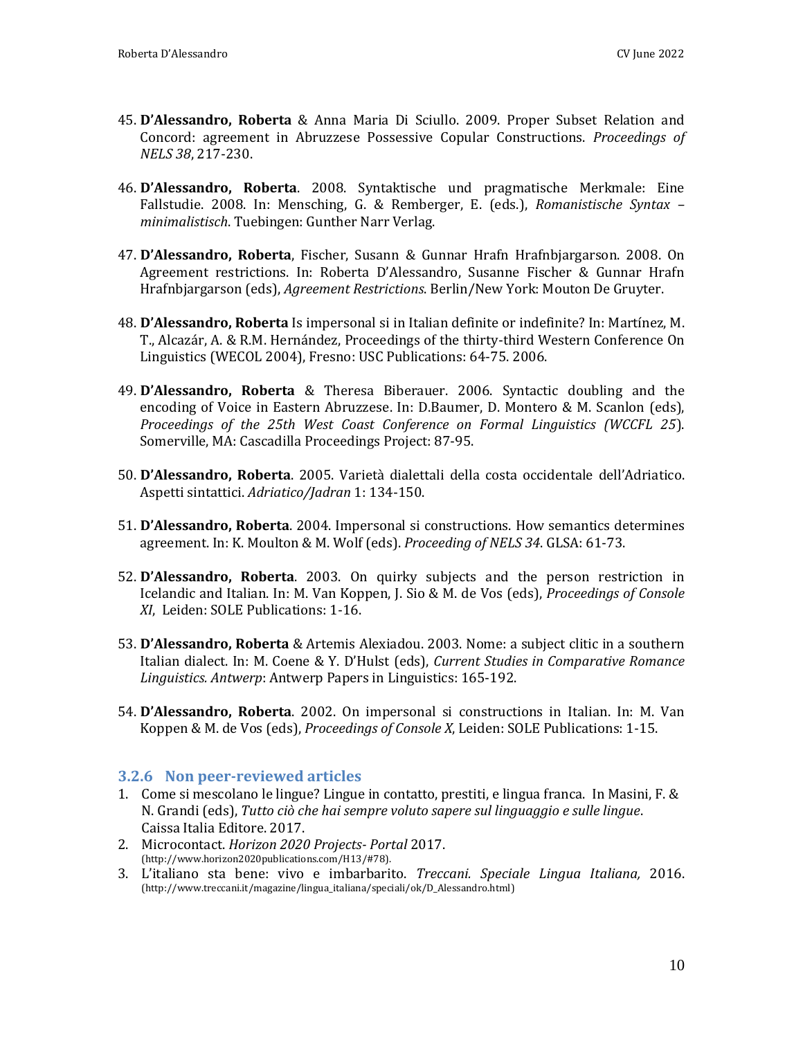45. **D'Alessandro, Roberta** & Anna Maria Di Sciullo. 2009. Proper Subset Relation and Concord: agreement in Abruzzese Possessive Copular Constructions. *Proceedings of NELS 38*, 217-230.

46. **D'Alessandro, Roberta**. 2008. Syntaktische und pragmatische Merkmale: Eine Fallstudie. 2008. In: Mensching, G. & Remberger, E. (eds.), *Romanistische Syntax – minimalistisch*. Tuebingen: Gunther Narr Verlag.

47. **D'Alessandro, Roberta**, Fischer, Susann & Gunnar Hrafn Hrafnbjargarson. 2008. On Agreement restrictions. In: Roberta D'Alessandro, Susanne Fischer & Gunnar Hrafn Hrafnbjargarson (eds), *Agreement Restrictions*. Berlin/New York: Mouton De Gruyter.

48. **D'Alessandro, Roberta** Is impersonal si in Italian definite or indefinite? In: Martínez, M. T., Alcazár, A. & R.M. Hernández, Proceedings of the thirty-third Western Conference On Linguistics (WECOL 2004), Fresno: USC Publications: 64-75. 2006.

49. **D'Alessandro, Roberta** & Theresa Biberauer. 2006. Syntactic doubling and the encoding of Voice in Eastern Abruzzese. In: D.Baumer, D. Montero & M. Scanlon (eds), *Proceedings of the 25th West Coast Conference on Formal Linguistics (WCCFL 25*). Somerville, MA: Cascadilla Proceedings Project: 87-95.

50. **D'Alessandro, Roberta**. 2005. Varietà dialettali della costa occidentale dell'Adriatico. Aspetti sintattici. *Adriatico/Jadran* 1: 134-150.

51. **D'Alessandro, Roberta**. 2004. Impersonal si constructions. How semantics determines agreement. In: K. Moulton & M. Wolf (eds). *Proceeding of NELS 34*. GLSA: 61-73.

52. **D'Alessandro, Roberta**. 2003. On quirky subjects and the person restriction in Icelandic and Italian. In: M. Van Koppen, J. Sio & M. de Vos (eds), *Proceedings of Console XI*, Leiden: SOLE Publications: 1-16.

53. **D'Alessandro, Roberta** & Artemis Alexiadou. 2003. Nome: a subject clitic in a southern Italian dialect. In: M. Coene & Y. D'Hulst (eds), *Current Studies in Comparative Romance Linguistics. Antwerp*: Antwerp Papers in Linguistics: 165-192.

54. **D'Alessandro, Roberta**. 2002. On impersonal si constructions in Italian. In: M. Van Koppen & M. de Vos (eds), *Proceedings of Console X*, Leiden: SOLE Publications: 1-15.

### 3.2.6 Non peer-reviewed articles

1. Come si mescolano le lingue? Lingue in contatto, prestiti, e lingua franca. In Masini, F. & N. Grandi (eds), *Tutto ciò che hai sempre voluto sapere sul linguaggio e sulle lingue*. Caissa Italia Editore. 2017.
2. Microcontact. *Horizon 2020 Projects- Portal* 2017. (http://www.horizon2020publications.com/H13/#78).
3. L'italiano sta bene: vivo e imbarbarito. *Treccani. Speciale Lingua Italiana,* 2016. (http://www.treccani.it/magazine/lingua_italiana/speciali/ok/D_Alessandro.html)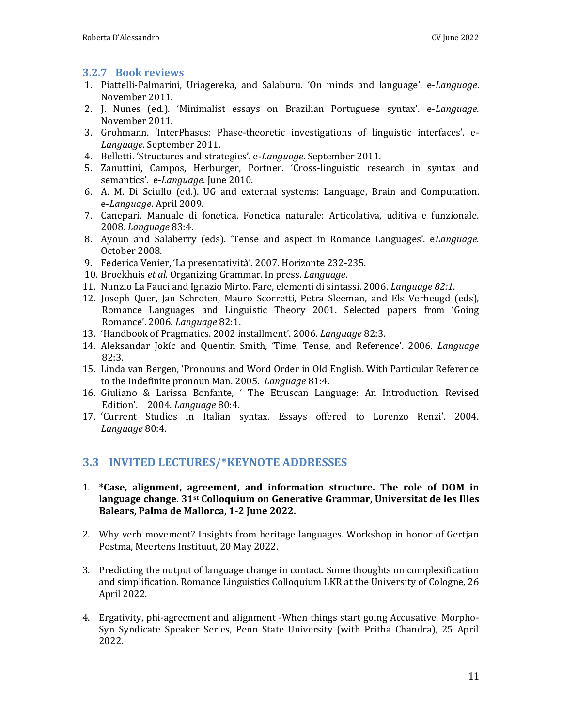### 3.2.7 Book reviews

1. Piattelli-Palmarini, Uriagereka, and Salaburu. 'On minds and language'. e-*Language*. November 2011.
2. J. Nunes (ed.). 'Minimalist essays on Brazilian Portuguese syntax'. e-*Language*. November 2011.
3. Grohmann. 'InterPhases: Phase-theoretic investigations of linguistic interfaces'. e-*Language.* September 2011.
4. Belletti. 'Structures and strategies'. e-*Language*. September 2011.
5. Zanuttini, Campos, Herburger, Portner. 'Cross-linguistic research in syntax and semantics'. e-*Language*. June 2010.
6. A. M. Di Sciullo (ed.). UG and external systems: Language, Brain and Computation. e-*Language*. April 2009.
7. Canepari. Manuale di fonetica. Fonetica naturale: Articolativa, uditiva e funzionale. 2008. *Language* 83:4.
8. Ayoun and Salaberry (eds). 'Tense and aspect in Romance Languages'. e*Language.* October 2008.
9. Federica Venier, 'La presentatività'. 2007. Horizonte 232-235.
10. Broekhuis *et al.* Organizing Grammar. In press. *Language*.
11. Nunzio La Fauci and Ignazio Mirto. Fare, elementi di sintassi. 2006. *Language 82:1*.
12. Joseph Quer, Jan Schroten, Mauro Scorretti, Petra Sleeman, and Els Verheugd (eds), Romance Languages and Linguistic Theory 2001. Selected papers from 'Going Romance'. 2006. *Language* 82:1.
13. 'Handbook of Pragmatics. 2002 installment'. 2006. *Language* 82:3.
14. Aleksandar Jokíc and Quentin Smith, 'Time, Tense, and Reference'. 2006. *Language* 82:3.
15. Linda van Bergen, 'Pronouns and Word Order in Old English. With Particular Reference to the Indefinite pronoun Man. 2005. *Language* 81:4.
16. Giuliano & Larissa Bonfante, ' The Etruscan Language: An Introduction. Revised Edition'. 2004. *Language* 80:4.
17. 'Current Studies in Italian syntax. Essays offered to Lorenzo Renzi'. 2004. *Language* 80:4.

## 3.3 INVITED LECTURES/*KEYNOTE ADDRESSES

1. **\*Case, alignment, agreement, and information structure. The role of DOM in language change. 31st Colloquium on Generative Grammar, Universitat de les Illes Balears, Palma de Mallorca, 1-2 June 2022.**

2. Why verb movement? Insights from heritage languages. Workshop in honor of Gertjan Postma, Meertens Instituut, 20 May 2022.

3. Predicting the output of language change in contact. Some thoughts on complexification and simplification. Romance Linguistics Colloquium LKR at the University of Cologne, 26 April 2022.

4. Ergativity, phi-agreement and alignment -When things start going Accusative. Morpho-Syn Syndicate Speaker Series, Penn State University (with Pritha Chandra), 25 April 2022.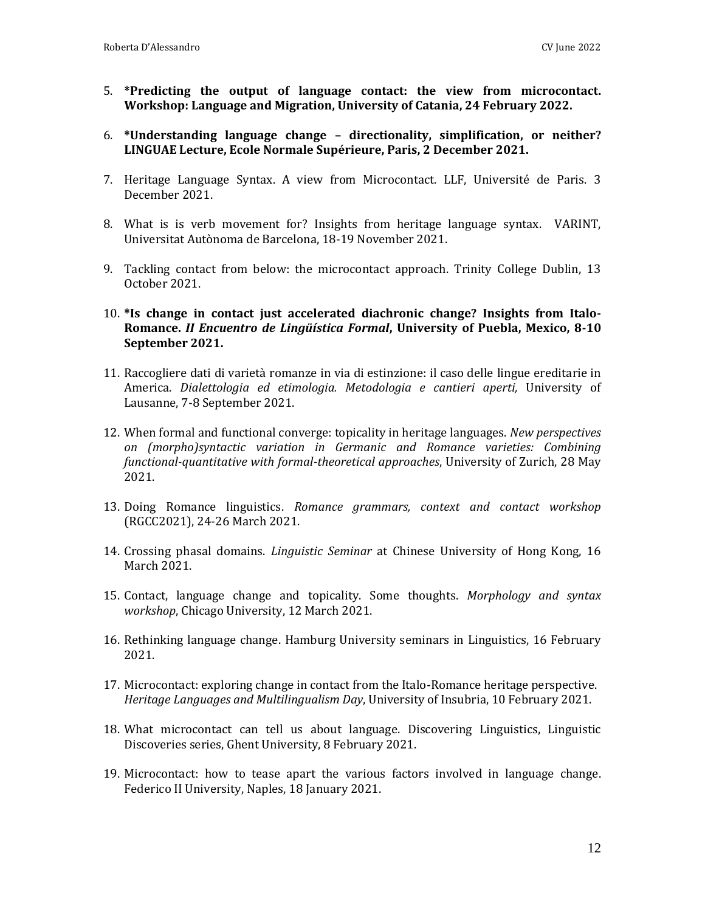5. **\*Predicting the output of language contact: the view from microcontact. Workshop: Language and Migration, University of Catania, 24 February 2022.**

6. **\*Understanding language change – directionality, simplification, or neither? LINGUAE Lecture, Ecole Normale Supérieure, Paris, 2 December 2021.**

7. Heritage Language Syntax. A view from Microcontact. LLF, Université de Paris. 3 December 2021.

8. What is is verb movement for? Insights from heritage language syntax. VARINT, Universitat Autònoma de Barcelona, 18-19 November 2021.

9. Tackling contact from below: the microcontact approach. Trinity College Dublin, 13 October 2021.

10. **\*Is change in contact just accelerated diachronic change? Insights from Italo-Romance. *II Encuentro de Lingüística Formal*, University of Puebla, Mexico, 8-10 September 2021.**

11. Raccogliere dati di varietà romanze in via di estinzione: il caso delle lingue ereditarie in America. *Dialettologia ed etimologia. Metodologia e cantieri aperti,* University of Lausanne, 7-8 September 2021.

12. When formal and functional converge: topicality in heritage languages. *New perspectives on (morpho)syntactic variation in Germanic and Romance varieties: Combining functional-quantitative with formal-theoretical approaches*, University of Zurich, 28 May 2021.

13. Doing Romance linguistics. *Romance grammars, context and contact workshop* (RGCC2021), 24-26 March 2021.

14. Crossing phasal domains. *Linguistic Seminar* at Chinese University of Hong Kong, 16 March 2021.

15. Contact, language change and topicality. Some thoughts. *Morphology and syntax workshop*, Chicago University, 12 March 2021.

16. Rethinking language change. Hamburg University seminars in Linguistics, 16 February 2021.

17. Microcontact: exploring change in contact from the Italo-Romance heritage perspective. *Heritage Languages and Multilingualism Day*, University of Insubria, 10 February 2021.

18. What microcontact can tell us about language. Discovering Linguistics, Linguistic Discoveries series, Ghent University, 8 February 2021.

19. Microcontact: how to tease apart the various factors involved in language change. Federico II University, Naples, 18 January 2021.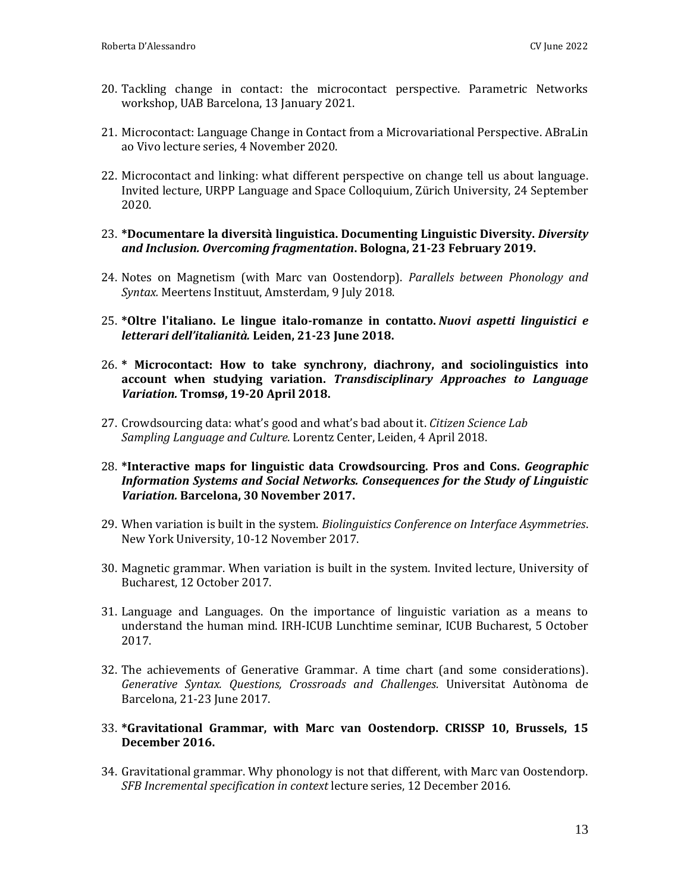20. Tackling change in contact: the microcontact perspective. Parametric Networks workshop, UAB Barcelona, 13 January 2021.

21. Microcontact: Language Change in Contact from a Microvariational Perspective. ABraLin ao Vivo lecture series, 4 November 2020.

22. Microcontact and linking: what different perspective on change tell us about language. Invited lecture, URPP Language and Space Colloquium, Zürich University, 24 September 2020.

23. **\*Documentare la diversità linguistica. Documenting Linguistic Diversity. *Diversity and Inclusion. Overcoming fragmentation*. Bologna, 21-23 February 2019.**

24. Notes on Magnetism (with Marc van Oostendorp). *Parallels between Phonology and Syntax.* Meertens Instituut, Amsterdam, 9 July 2018.

25. **\*Oltre l'italiano. Le lingue italo-romanze in contatto. *Nuovi aspetti linguistici e letterari dell'italianità.* Leiden, 21-23 June 2018.**

26. **\* Microcontact: How to take synchrony, diachrony, and sociolinguistics into account when studying variation. *Transdisciplinary Approaches to Language Variation.* Tromsø, 19-20 April 2018.**

27. Crowdsourcing data: what's good and what's bad about it. *Citizen Science Lab Sampling Language and Culture*. Lorentz Center, Leiden, 4 April 2018.

28. **\*Interactive maps for linguistic data Crowdsourcing. Pros and Cons. *Geographic Information Systems and Social Networks. Consequences for the Study of Linguistic Variation.* Barcelona, 30 November 2017.**

29. When variation is built in the system. *Biolinguistics Conference on Interface Asymmetries*. New York University, 10-12 November 2017.

30. Magnetic grammar. When variation is built in the system. Invited lecture, University of Bucharest, 12 October 2017.

31. Language and Languages. On the importance of linguistic variation as a means to understand the human mind. IRH-ICUB Lunchtime seminar, ICUB Bucharest, 5 October 2017.

32. The achievements of Generative Grammar. A time chart (and some considerations). *Generative Syntax. Questions, Crossroads and Challenges.* Universitat Autònoma de Barcelona, 21-23 June 2017.

33. **\*Gravitational Grammar, with Marc van Oostendorp. CRISSP 10, Brussels, 15 December 2016.**

34. Gravitational grammar. Why phonology is not that different, with Marc van Oostendorp. *SFB Incremental specification in context* lecture series, 12 December 2016.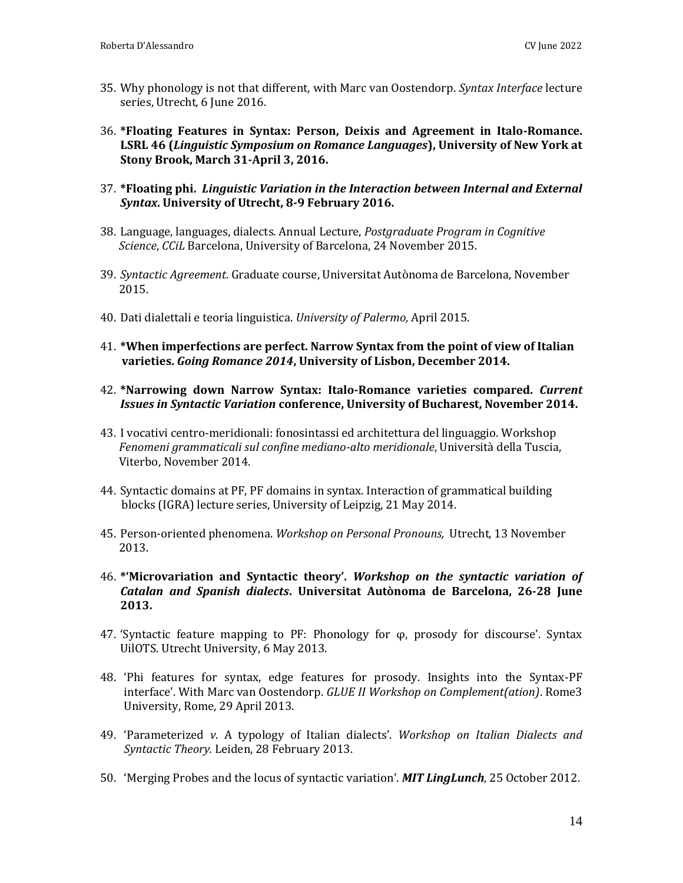35. Why phonology is not that different, with Marc van Oostendorp. *Syntax Interface* lecture series, Utrecht, 6 June 2016.

36. **\*Floating Features in Syntax: Person, Deixis and Agreement in Italo-Romance. LSRL 46 (*Linguistic Symposium on Romance Languages*), University of New York at Stony Brook, March 31-April 3, 2016.**

37. **\*Floating phi. *Linguistic Variation in the Interaction between Internal and External Syntax*. University of Utrecht, 8-9 February 2016.**

38. Language, languages, dialects. Annual Lecture, *Postgraduate Program in Cognitive Science*, *CCiL* Barcelona, University of Barcelona, 24 November 2015.

39. *Syntactic Agreement*. Graduate course, Universitat Autònoma de Barcelona, November 2015.

40. Dati dialettali e teoria linguistica. *University of Palermo,* April 2015.

41. **\*When imperfections are perfect. Narrow Syntax from the point of view of Italian varieties. *Going Romance 2014*, University of Lisbon, December 2014.**

42. **\*Narrowing down Narrow Syntax: Italo-Romance varieties compared. *Current Issues in Syntactic Variation* conference, University of Bucharest, November 2014.**

43. I vocativi centro-meridionali: fonosintassi ed architettura del linguaggio. Workshop *Fenomeni grammaticali sul confine mediano-alto meridionale*, Università della Tuscia, Viterbo, November 2014.

44. Syntactic domains at PF, PF domains in syntax. Interaction of grammatical building blocks (IGRA) lecture series, University of Leipzig, 21 May 2014.

45. Person-oriented phenomena. *Workshop on Personal Pronouns,* Utrecht, 13 November 2013.

46. **\*'Microvariation and Syntactic theory'. *Workshop on the syntactic variation of Catalan and Spanish dialects*. Universitat Autònoma de Barcelona, 26-28 June 2013.**

47. 'Syntactic feature mapping to PF: Phonology for φ, prosody for discourse'. Syntax UilOTS. Utrecht University, 6 May 2013.

48. 'Phi features for syntax, edge features for prosody. Insights into the Syntax-PF interface'. With Marc van Oostendorp. *GLUE II Workshop on Complement(ation)*. Rome3 University, Rome, 29 April 2013.

49. 'Parameterized *v*. A typology of Italian dialects'. *Workshop on Italian Dialects and Syntactic Theory.* Leiden, 28 February 2013.

50. 'Merging Probes and the locus of syntactic variation'. ***MIT LingLunch***, 25 October 2012.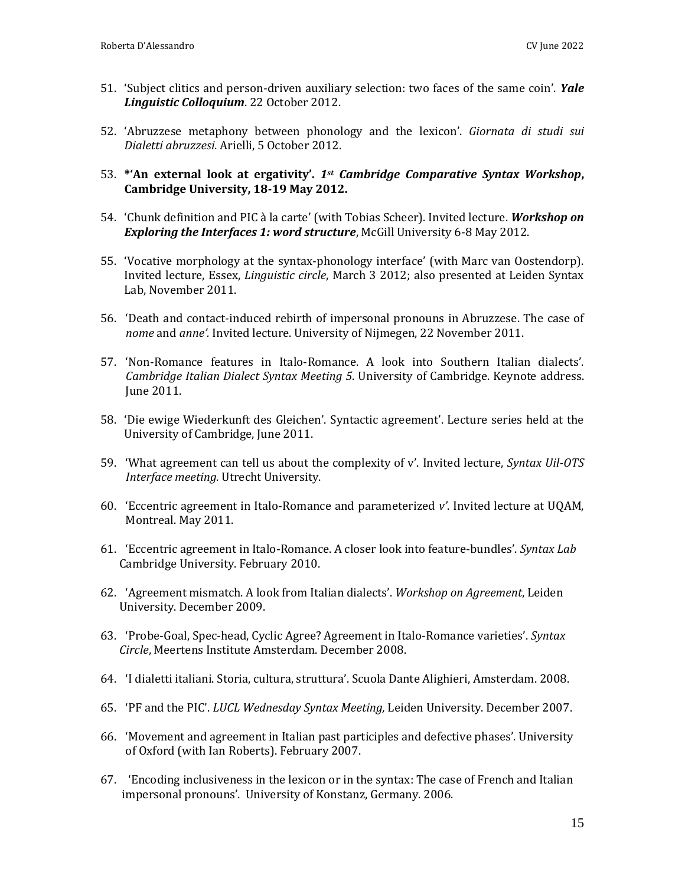51. 'Subject clitics and person-driven auxiliary selection: two faces of the same coin'. ***Yale Linguistic Colloquium***. 22 October 2012.

52. 'Abruzzese metaphony between phonology and the lexicon'. *Giornata di studi sui Dialetti abruzzesi*. Arielli, 5 October 2012.

53. **\*'An external look at ergativity'. *1st Cambridge Comparative Syntax Workshop*, Cambridge University, 18-19 May 2012.**

54. 'Chunk definition and PIC à la carte' (with Tobias Scheer). Invited lecture. ***Workshop on Exploring the Interfaces 1: word structure***, McGill University 6-8 May 2012.

55. 'Vocative morphology at the syntax-phonology interface' (with Marc van Oostendorp). Invited lecture, Essex, *Linguistic circle*, March 3 2012; also presented at Leiden Syntax Lab, November 2011.

56. 'Death and contact-induced rebirth of impersonal pronouns in Abruzzese. The case of *nome* and *anne'.* Invited lecture. University of Nijmegen, 22 November 2011.

57. 'Non-Romance features in Italo-Romance. A look into Southern Italian dialects'. *Cambridge Italian Dialect Syntax Meeting 5*. University of Cambridge. Keynote address. June 2011.

58. 'Die ewige Wiederkunft des Gleichen'. Syntactic agreement'. Lecture series held at the University of Cambridge, June 2011.

59. 'What agreement can tell us about the complexity of v'. Invited lecture, *Syntax Uil-OTS Interface meeting.* Utrecht University.

60. 'Eccentric agreement in Italo-Romance and parameterized *v'*. Invited lecture at UQAM, Montreal. May 2011.

61. 'Eccentric agreement in Italo-Romance. A closer look into feature-bundles'. *Syntax Lab* Cambridge University. February 2010.

62. 'Agreement mismatch. A look from Italian dialects'. *Workshop on Agreement*, Leiden University. December 2009.

63. 'Probe-Goal, Spec-head, Cyclic Agree? Agreement in Italo-Romance varieties'. *Syntax Circle*, Meertens Institute Amsterdam. December 2008.

64. 'I dialetti italiani. Storia, cultura, struttura'. Scuola Dante Alighieri, Amsterdam. 2008.

65. 'PF and the PIC'. *LUCL Wednesday Syntax Meeting,* Leiden University. December 2007.

66. 'Movement and agreement in Italian past participles and defective phases'. University of Oxford (with Ian Roberts). February 2007.

67. 'Encoding inclusiveness in the lexicon or in the syntax: The case of French and Italian impersonal pronouns'. University of Konstanz, Germany. 2006.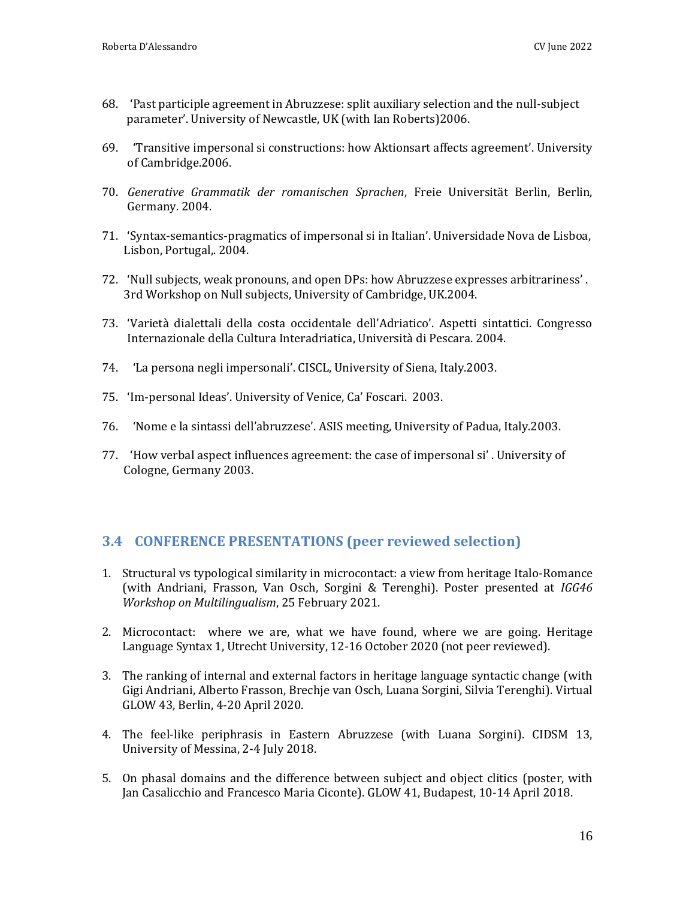68. 'Past participle agreement in Abruzzese: split auxiliary selection and the null-subject parameter'. University of Newcastle, UK (with Ian Roberts)2006.

69. 'Transitive impersonal si constructions: how Aktionsart affects agreement'. University of Cambridge.2006.

70. *Generative Grammatik der romanischen Sprachen*, Freie Universität Berlin, Berlin, Germany. 2004.

71. 'Syntax-semantics-pragmatics of impersonal si in Italian'. Universidade Nova de Lisboa, Lisbon, Portugal,. 2004.

72. 'Null subjects, weak pronouns, and open DPs: how Abruzzese expresses arbitrariness' . 3rd Workshop on Null subjects, University of Cambridge, UK.2004.

73. 'Varietà dialettali della costa occidentale dell'Adriatico'. Aspetti sintattici. Congresso Internazionale della Cultura Interadriatica, Università di Pescara. 2004.

74. 'La persona negli impersonali'. CISCL, University of Siena, Italy.2003.

75. 'Im-personal Ideas'. University of Venice, Ca' Foscari. 2003.

76. 'Nome e la sintassi dell'abruzzese'. ASIS meeting, University of Padua, Italy.2003.

77. 'How verbal aspect influences agreement: the case of impersonal si' . University of Cologne, Germany 2003.

## 3.4 CONFERENCE PRESENTATIONS (peer reviewed selection)

1. Structural vs typological similarity in microcontact: a view from heritage Italo-Romance (with Andriani, Frasson, Van Osch, Sorgini & Terenghi). Poster presented at *IGG46 Workshop on Multilingualism*, 25 February 2021.

2. Microcontact: where we are, what we have found, where we are going. Heritage Language Syntax 1, Utrecht University, 12-16 October 2020 (not peer reviewed).

3. The ranking of internal and external factors in heritage language syntactic change (with Gigi Andriani, Alberto Frasson, Brechje van Osch, Luana Sorgini, Silvia Terenghi). Virtual GLOW 43, Berlin, 4-20 April 2020.

4. The feel-like periphrasis in Eastern Abruzzese (with Luana Sorgini). CIDSM 13, University of Messina, 2-4 July 2018.

5. On phasal domains and the difference between subject and object clitics (poster, with Jan Casalicchio and Francesco Maria Ciconte). GLOW 41, Budapest, 10-14 April 2018.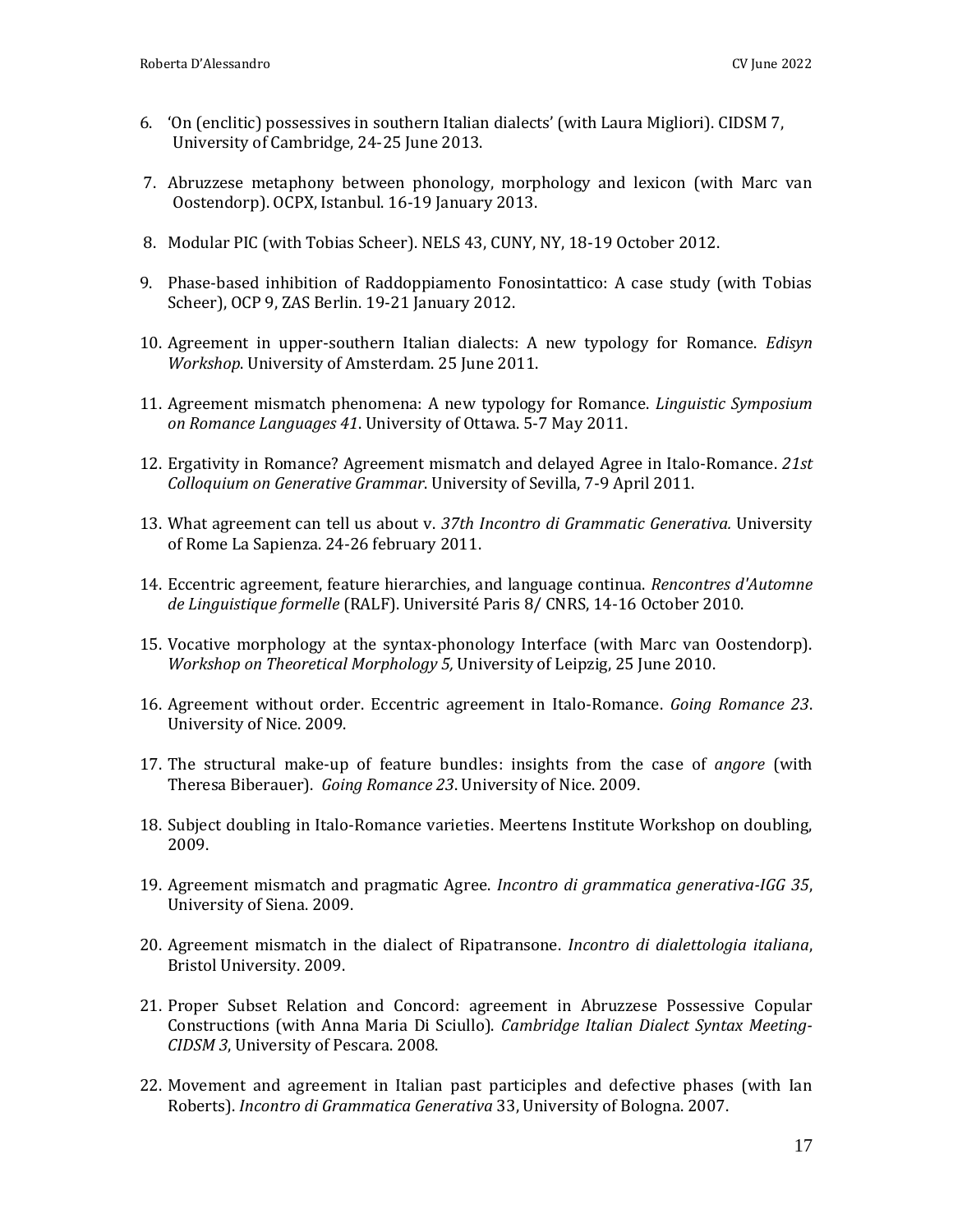6. 'On (enclitic) possessives in southern Italian dialects' (with Laura Migliori). CIDSM 7, University of Cambridge, 24-25 June 2013.

7. Abruzzese metaphony between phonology, morphology and lexicon (with Marc van Oostendorp). OCPX, Istanbul. 16-19 January 2013.

8. Modular PIC (with Tobias Scheer). NELS 43, CUNY, NY, 18-19 October 2012.

9. Phase-based inhibition of Raddoppiamento Fonosintattico: A case study (with Tobias Scheer), OCP 9, ZAS Berlin. 19-21 January 2012.

10. Agreement in upper-southern Italian dialects: A new typology for Romance. *Edisyn Workshop*. University of Amsterdam. 25 June 2011.

11. Agreement mismatch phenomena: A new typology for Romance. *Linguistic Symposium on Romance Languages 41*. University of Ottawa. 5-7 May 2011.

12. Ergativity in Romance? Agreement mismatch and delayed Agree in Italo-Romance. *21st Colloquium on Generative Grammar*. University of Sevilla, 7-9 April 2011.

13. What agreement can tell us about v. *37th Incontro di Grammatic Generativa.* University of Rome La Sapienza. 24-26 february 2011.

14. Eccentric agreement, feature hierarchies, and language continua. *Rencontres d'Automne de Linguistique formelle* (RALF). Université Paris 8/ CNRS, 14-16 October 2010.

15. Vocative morphology at the syntax-phonology Interface (with Marc van Oostendorp). *Workshop on Theoretical Morphology 5,* University of Leipzig, 25 June 2010.

16. Agreement without order. Eccentric agreement in Italo-Romance. *Going Romance 23*. University of Nice. 2009.

17. The structural make-up of feature bundles: insights from the case of *angore* (with Theresa Biberauer). *Going Romance 23*. University of Nice. 2009.

18. Subject doubling in Italo-Romance varieties. Meertens Institute Workshop on doubling, 2009.

19. Agreement mismatch and pragmatic Agree. *Incontro di grammatica generativa-IGG 35*, University of Siena. 2009.

20. Agreement mismatch in the dialect of Ripatransone. *Incontro di dialettologia italiana*, Bristol University. 2009.

21. Proper Subset Relation and Concord: agreement in Abruzzese Possessive Copular Constructions (with Anna Maria Di Sciullo). *Cambridge Italian Dialect Syntax Meeting-CIDSM 3*, University of Pescara. 2008.

22. Movement and agreement in Italian past participles and defective phases (with Ian Roberts). *Incontro di Grammatica Generativa* 33, University of Bologna. 2007.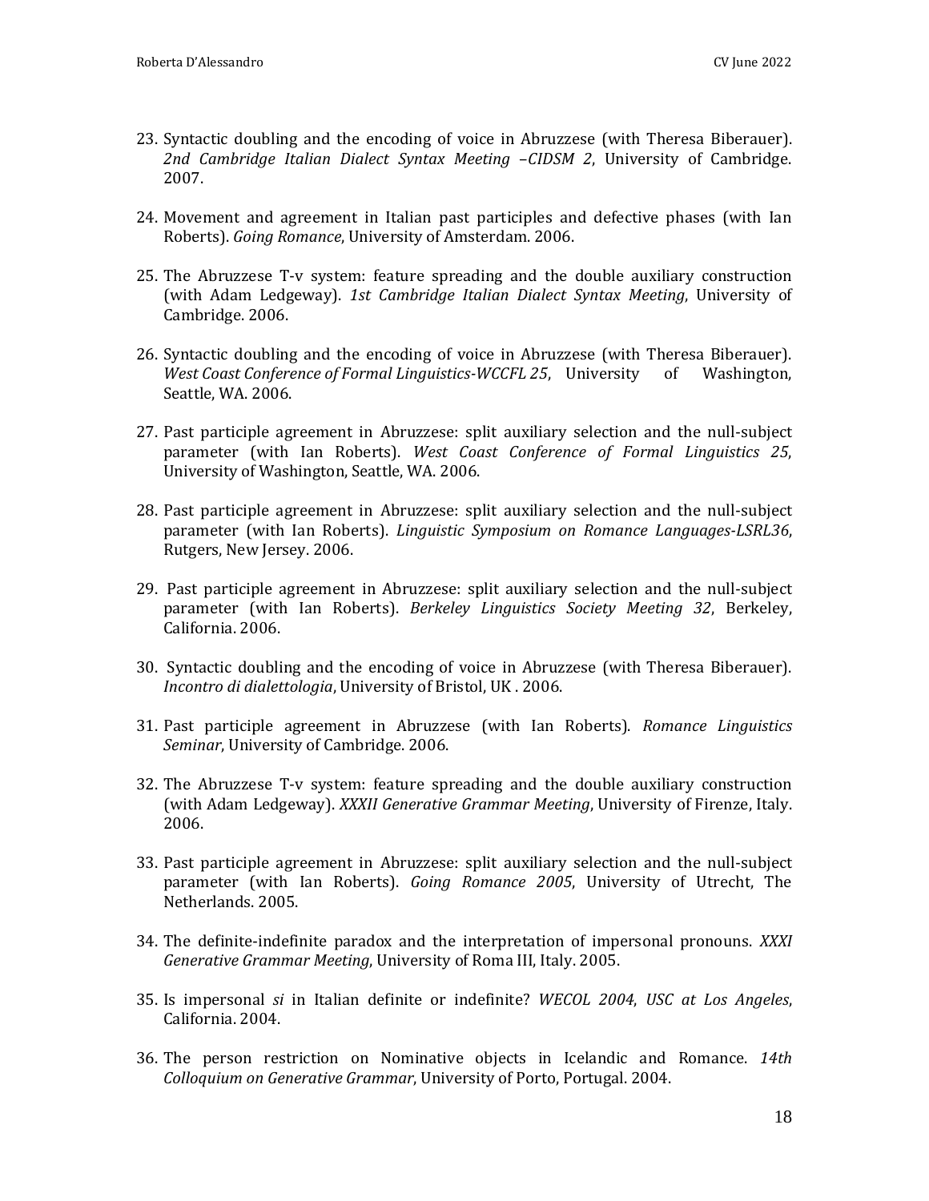23. Syntactic doubling and the encoding of voice in Abruzzese (with Theresa Biberauer). *2nd Cambridge Italian Dialect Syntax Meeting –CIDSM 2*, University of Cambridge. 2007.

24. Movement and agreement in Italian past participles and defective phases (with Ian Roberts). *Going Romance*, University of Amsterdam. 2006.

25. The Abruzzese T-v system: feature spreading and the double auxiliary construction (with Adam Ledgeway). *1st Cambridge Italian Dialect Syntax Meeting*, University of Cambridge. 2006.

26. Syntactic doubling and the encoding of voice in Abruzzese (with Theresa Biberauer). *West Coast Conference of Formal Linguistics-WCCFL 25*, University of Washington, Seattle, WA. 2006.

27. Past participle agreement in Abruzzese: split auxiliary selection and the null-subject parameter (with Ian Roberts). *West Coast Conference of Formal Linguistics 25*, University of Washington, Seattle, WA. 2006.

28. Past participle agreement in Abruzzese: split auxiliary selection and the null-subject parameter (with Ian Roberts). *Linguistic Symposium on Romance Languages-LSRL36*, Rutgers, New Jersey. 2006.

29. Past participle agreement in Abruzzese: split auxiliary selection and the null-subject parameter (with Ian Roberts). *Berkeley Linguistics Society Meeting 32*, Berkeley, California. 2006.

30. Syntactic doubling and the encoding of voice in Abruzzese (with Theresa Biberauer). *Incontro di dialettologia*, University of Bristol, UK . 2006.

31. Past participle agreement in Abruzzese (with Ian Roberts). *Romance Linguistics Seminar*, University of Cambridge. 2006.

32. The Abruzzese T-v system: feature spreading and the double auxiliary construction (with Adam Ledgeway). *XXXII Generative Grammar Meeting*, University of Firenze, Italy. 2006.

33. Past participle agreement in Abruzzese: split auxiliary selection and the null-subject parameter (with Ian Roberts). *Going Romance 2005*, University of Utrecht, The Netherlands. 2005.

34. The definite-indefinite paradox and the interpretation of impersonal pronouns. *XXXI Generative Grammar Meeting*, University of Roma III, Italy. 2005.

35. Is impersonal *si* in Italian definite or indefinite? *WECOL 2004*, *USC at Los Angeles*, California. 2004.

36. The person restriction on Nominative objects in Icelandic and Romance. *14th Colloquium on Generative Grammar*, University of Porto, Portugal. 2004.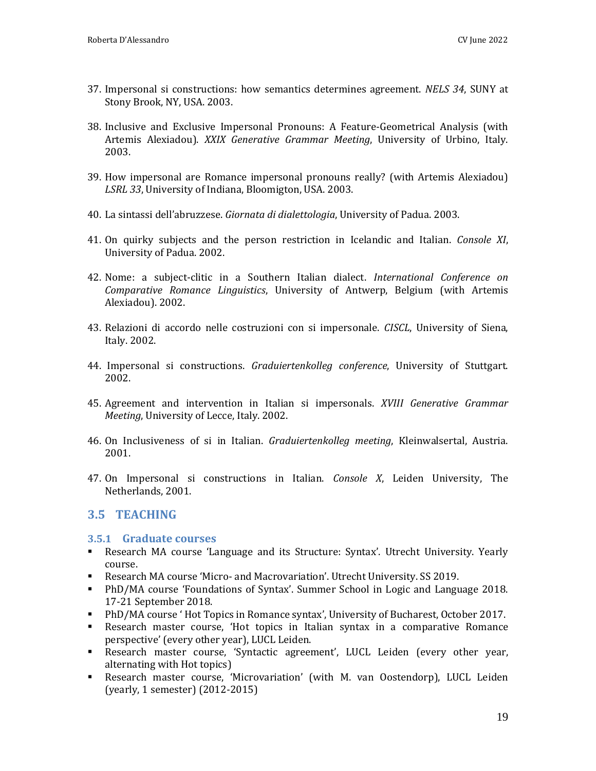37. Impersonal si constructions: how semantics determines agreement. *NELS 34*, SUNY at Stony Brook, NY, USA. 2003.

38. Inclusive and Exclusive Impersonal Pronouns: A Feature-Geometrical Analysis (with Artemis Alexiadou). *XXIX Generative Grammar Meeting*, University of Urbino, Italy. 2003.

39. How impersonal are Romance impersonal pronouns really? (with Artemis Alexiadou) *LSRL 33*, University of Indiana, Bloomigton, USA. 2003.

40. La sintassi dell'abruzzese. *Giornata di dialettologia*, University of Padua. 2003.

41. On quirky subjects and the person restriction in Icelandic and Italian. *Console XI*, University of Padua. 2002.

42. Nome: a subject-clitic in a Southern Italian dialect. *International Conference on Comparative Romance Linguistics*, University of Antwerp, Belgium (with Artemis Alexiadou). 2002.

43. Relazioni di accordo nelle costruzioni con si impersonale. *CISCL*, University of Siena, Italy. 2002.

44. Impersonal si constructions. *Graduiertenkolleg conference*, University of Stuttgart. 2002.

45. Agreement and intervention in Italian si impersonals. *XVIII Generative Grammar Meeting*, University of Lecce, Italy. 2002.

46. On Inclusiveness of si in Italian. *Graduiertenkolleg meeting*, Kleinwalsertal, Austria. 2001.

47. On Impersonal si constructions in Italian. *Console X*, Leiden University, The Netherlands, 2001.

## 3.5 TEACHING

### 3.5.1 Graduate courses

- Research MA course 'Language and its Structure: Syntax'. Utrecht University. Yearly course.
- Research MA course 'Micro- and Macrovariation'. Utrecht University. SS 2019.
- PhD/MA course 'Foundations of Syntax'. Summer School in Logic and Language 2018. 17-21 September 2018.
- PhD/MA course ' Hot Topics in Romance syntax', University of Bucharest, October 2017.
- Research master course, 'Hot topics in Italian syntax in a comparative Romance perspective' (every other year), LUCL Leiden.
- Research master course, 'Syntactic agreement', LUCL Leiden (every other year, alternating with Hot topics)
- Research master course, 'Microvariation' (with M. van Oostendorp), LUCL Leiden (yearly, 1 semester) (2012-2015)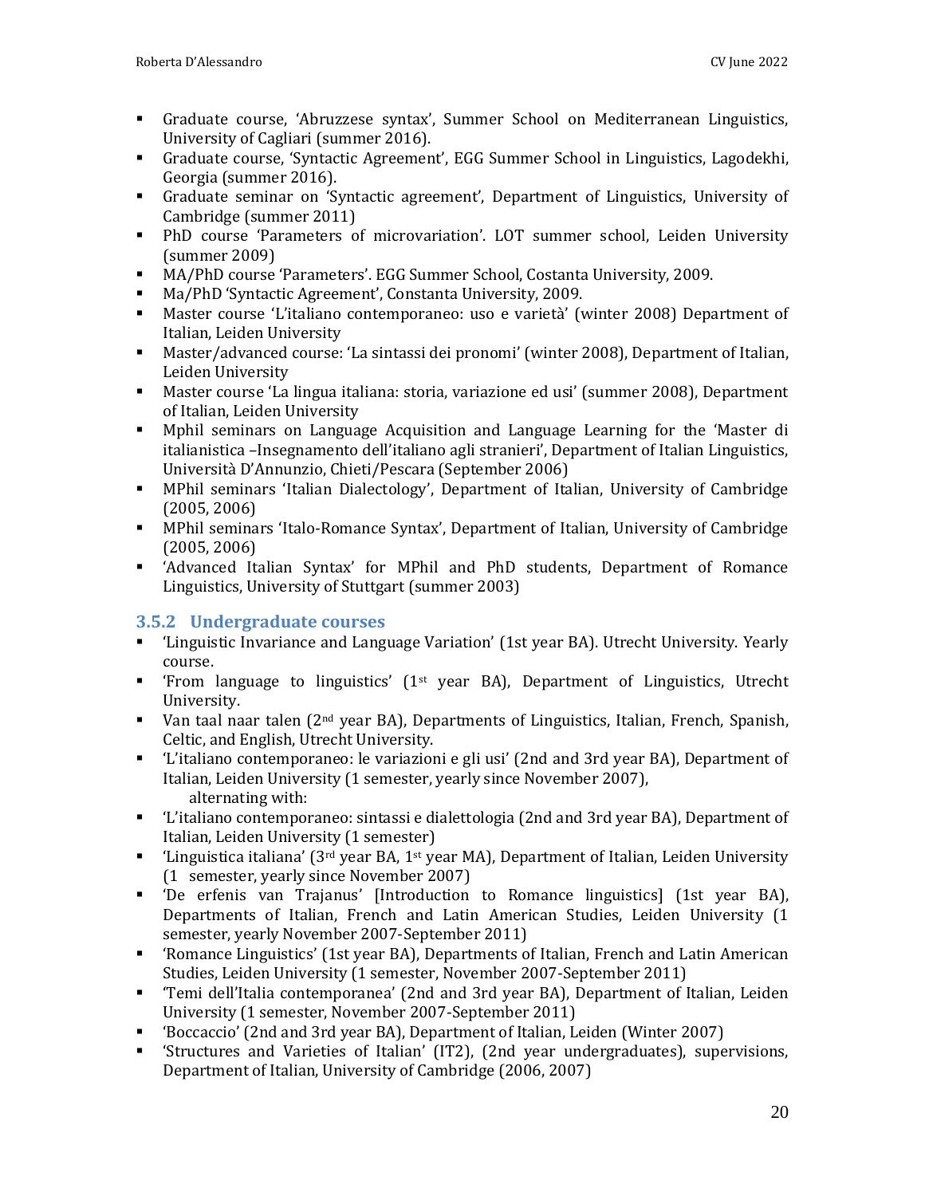- Graduate course, 'Abruzzese syntax', Summer School on Mediterranean Linguistics, University of Cagliari (summer 2016).
- Graduate course, 'Syntactic Agreement', EGG Summer School in Linguistics, Lagodekhi, Georgia (summer 2016).
- Graduate seminar on 'Syntactic agreement', Department of Linguistics, University of Cambridge (summer 2011)
- PhD course 'Parameters of microvariation'. LOT summer school, Leiden University (summer 2009)
- MA/PhD course 'Parameters'. EGG Summer School, Costanta University, 2009.
- Ma/PhD 'Syntactic Agreement', Constanta University, 2009.
- Master course 'L'italiano contemporaneo: uso e varietà' (winter 2008) Department of Italian, Leiden University
- Master/advanced course: 'La sintassi dei pronomi' (winter 2008), Department of Italian, Leiden University
- Master course 'La lingua italiana: storia, variazione ed usi' (summer 2008), Department of Italian, Leiden University
- Mphil seminars on Language Acquisition and Language Learning for the 'Master di italianistica –Insegnamento dell'italiano agli stranieri', Department of Italian Linguistics, Università D'Annunzio, Chieti/Pescara (September 2006)
- MPhil seminars 'Italian Dialectology', Department of Italian, University of Cambridge (2005, 2006)
- MPhil seminars 'Italo-Romance Syntax', Department of Italian, University of Cambridge (2005, 2006)
- 'Advanced Italian Syntax' for MPhil and PhD students, Department of Romance Linguistics, University of Stuttgart (summer 2003)

### 3.5.2 Undergraduate courses

- 'Linguistic Invariance and Language Variation' (1st year BA). Utrecht University. Yearly course.
- 'From language to linguistics' (1st year BA), Department of Linguistics, Utrecht University.
- Van taal naar talen (2nd year BA), Departments of Linguistics, Italian, French, Spanish, Celtic, and English, Utrecht University.
- 'L'italiano contemporaneo: le variazioni e gli usi' (2nd and 3rd year BA), Department of Italian, Leiden University (1 semester, yearly since November 2007),
  alternating with:
- 'L'italiano contemporaneo: sintassi e dialettologia (2nd and 3rd year BA), Department of Italian, Leiden University (1 semester)
- 'Linguistica italiana' (3rd year BA, 1st year MA), Department of Italian, Leiden University (1 semester, yearly since November 2007)
- 'De erfenis van Trajanus' [Introduction to Romance linguistics] (1st year BA), Departments of Italian, French and Latin American Studies, Leiden University (1 semester, yearly November 2007-September 2011)
- 'Romance Linguistics' (1st year BA), Departments of Italian, French and Latin American Studies, Leiden University (1 semester, November 2007-September 2011)
- 'Temi dell'Italia contemporanea' (2nd and 3rd year BA), Department of Italian, Leiden University (1 semester, November 2007-September 2011)
- 'Boccaccio' (2nd and 3rd year BA), Department of Italian, Leiden (Winter 2007)
- 'Structures and Varieties of Italian' (IT2), (2nd year undergraduates), supervisions, Department of Italian, University of Cambridge (2006, 2007)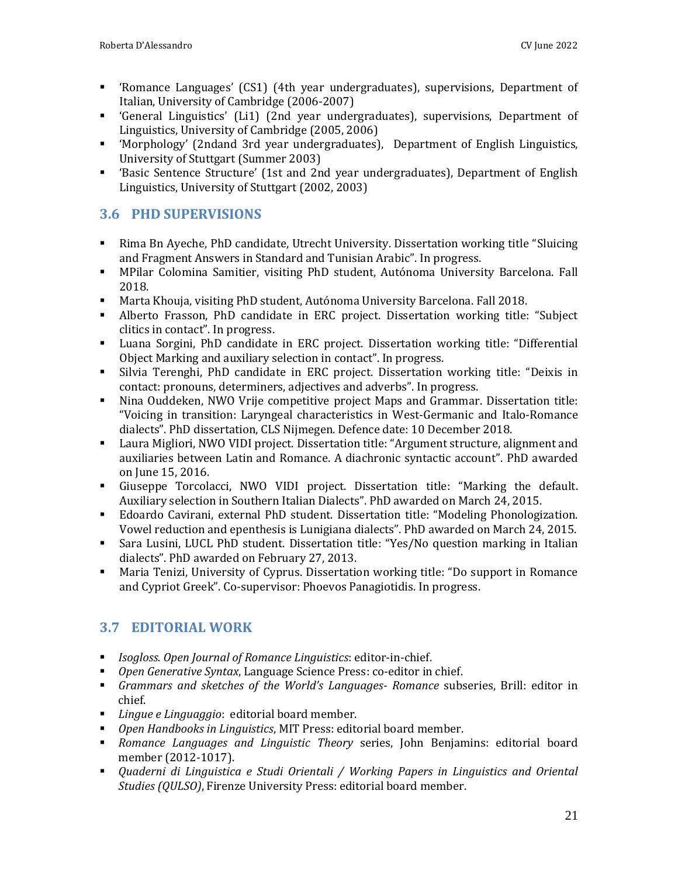- 'Romance Languages' (CS1) (4th year undergraduates), supervisions, Department of Italian, University of Cambridge (2006-2007)
- 'General Linguistics' (Li1) (2nd year undergraduates), supervisions, Department of Linguistics, University of Cambridge (2005, 2006)
- 'Morphology' (2ndand 3rd year undergraduates), Department of English Linguistics, University of Stuttgart (Summer 2003)
- 'Basic Sentence Structure' (1st and 2nd year undergraduates), Department of English Linguistics, University of Stuttgart (2002, 2003)

## 3.6 PHD SUPERVISIONS

- Rima Bn Ayeche, PhD candidate, Utrecht University. Dissertation working title "Sluicing and Fragment Answers in Standard and Tunisian Arabic". In progress.
- MPilar Colomina Samitier, visiting PhD student, Autónoma University Barcelona. Fall 2018.
- Marta Khouja, visiting PhD student, Autónoma University Barcelona. Fall 2018.
- Alberto Frasson, PhD candidate in ERC project. Dissertation working title: "Subject clitics in contact". In progress.
- Luana Sorgini, PhD candidate in ERC project. Dissertation working title: "Differential Object Marking and auxiliary selection in contact". In progress.
- Silvia Terenghi, PhD candidate in ERC project. Dissertation working title: "Deixis in contact: pronouns, determiners, adjectives and adverbs". In progress.
- Nina Ouddeken, NWO Vrije competitive project Maps and Grammar. Dissertation title: "Voicing in transition: Laryngeal characteristics in West-Germanic and Italo-Romance dialects". PhD dissertation, CLS Nijmegen. Defence date: 10 December 2018.
- Laura Migliori, NWO VIDI project. Dissertation title: "Argument structure, alignment and auxiliaries between Latin and Romance. A diachronic syntactic account". PhD awarded on June 15, 2016.
- Giuseppe Torcolacci, NWO VIDI project. Dissertation title: "Marking the default. Auxiliary selection in Southern Italian Dialects". PhD awarded on March 24, 2015.
- Edoardo Cavirani, external PhD student. Dissertation title: "Modeling Phonologization. Vowel reduction and epenthesis is Lunigiana dialects". PhD awarded on March 24, 2015.
- Sara Lusini, LUCL PhD student. Dissertation title: "Yes/No question marking in Italian dialects". PhD awarded on February 27, 2013.
- Maria Tenizi, University of Cyprus. Dissertation working title: "Do support in Romance and Cypriot Greek". Co-supervisor: Phoevos Panagiotidis. In progress.

## 3.7 EDITORIAL WORK

- *Isogloss. Open Journal of Romance Linguistics*: editor-in-chief.
- *Open Generative Syntax*, Language Science Press: co-editor in chief.
- *Grammars and sketches of the World's Languages- Romance* subseries, Brill: editor in chief.
- *Lingue e Linguaggio*: editorial board member.
- *Open Handbooks in Linguistics*, MIT Press: editorial board member.
- *Romance Languages and Linguistic Theory* series, John Benjamins: editorial board member (2012-1017).
- *Quaderni di Linguistica e Studi Orientali / Working Papers in Linguistics and Oriental Studies (QULSO)*, Firenze University Press: editorial board member.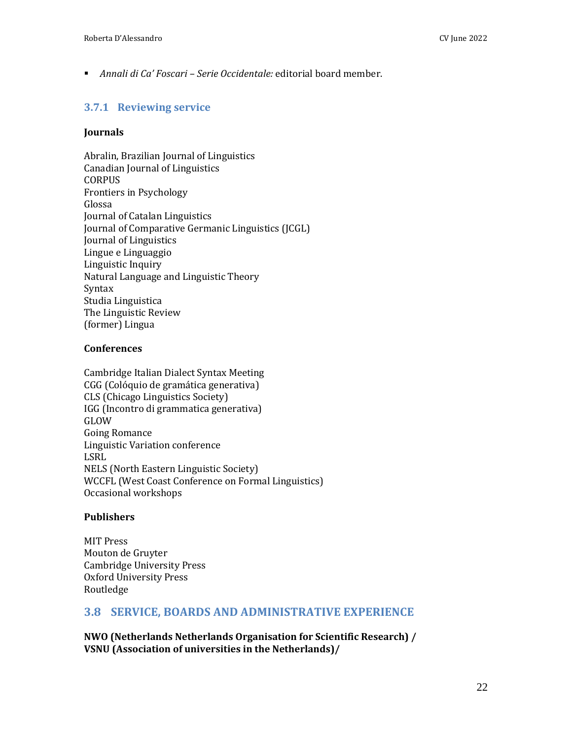- *Annali di Ca' Foscari – Serie Occidentale:* editorial board member.

### 3.7.1 Reviewing service

**Journals**

Abralin, Brazilian Journal of Linguistics
Canadian Journal of Linguistics
CORPUS
Frontiers in Psychology
Glossa
Journal of Catalan Linguistics
Journal of Comparative Germanic Linguistics (JCGL)
Journal of Linguistics
Lingue e Linguaggio
Linguistic Inquiry
Natural Language and Linguistic Theory
Syntax
Studia Linguistica
The Linguistic Review
(former) Lingua

**Conferences**

Cambridge Italian Dialect Syntax Meeting
CGG (Colóquio de gramática generativa)
CLS (Chicago Linguistics Society)
IGG (Incontro di grammatica generativa)
GLOW
Going Romance
Linguistic Variation conference
LSRL
NELS (North Eastern Linguistic Society)
WCCFL (West Coast Conference on Formal Linguistics)
Occasional workshops

**Publishers**

MIT Press
Mouton de Gruyter
Cambridge University Press
Oxford University Press
Routledge

## 3.8 SERVICE, BOARDS AND ADMINISTRATIVE EXPERIENCE

**NWO (Netherlands Netherlands Organisation for Scientific Research) / VSNU (Association of universities in the Netherlands)/**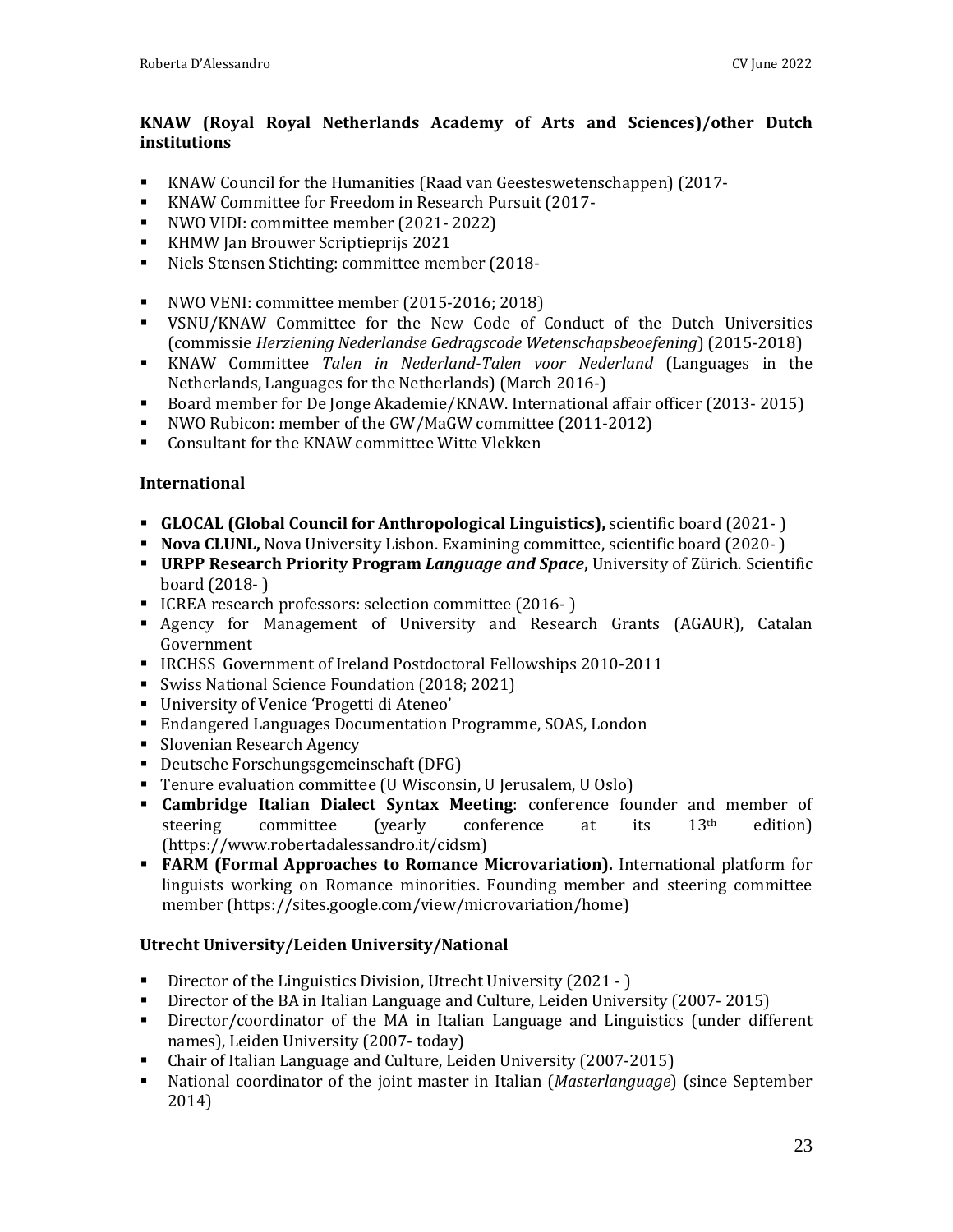### KNAW (Royal Royal Netherlands Academy of Arts and Sciences)/other Dutch institutions

- KNAW Council for the Humanities (Raad van Geesteswetenschappen) (2017-
- KNAW Committee for Freedom in Research Pursuit (2017-
- NWO VIDI: committee member (2021- 2022)
- KHMW Jan Brouwer Scriptieprijs 2021
- Niels Stensen Stichting: committee member (2018-

- NWO VENI: committee member (2015-2016; 2018)
- VSNU/KNAW Committee for the New Code of Conduct of the Dutch Universities (commissie *Herziening Nederlandse Gedragscode Wetenschapsbeoefening*) (2015-2018)
- KNAW Committee *Talen in Nederland-Talen voor Nederland* (Languages in the Netherlands, Languages for the Netherlands) (March 2016-)
- Board member for De Jonge Akademie/KNAW. International affair officer (2013- 2015)
- NWO Rubicon: member of the GW/MaGW committee (2011-2012)
- Consultant for the KNAW committee Witte Vlekken

### International

- **GLOCAL (Global Council for Anthropological Linguistics),** scientific board (2021- )
- **Nova CLUNL,** Nova University Lisbon. Examining committee, scientific board (2020- )
- **URPP Research Priority Program *Language and Space*,** University of Zürich. Scientific board (2018- )
- ICREA research professors: selection committee (2016- )
- Agency for Management of University and Research Grants (AGAUR), Catalan Government
- IRCHSS Government of Ireland Postdoctoral Fellowships 2010-2011
- Swiss National Science Foundation (2018; 2021)
- University of Venice 'Progetti di Ateneo'
- Endangered Languages Documentation Programme, SOAS, London
- Slovenian Research Agency
- Deutsche Forschungsgemeinschaft (DFG)
- Tenure evaluation committee (U Wisconsin, U Jerusalem, U Oslo)
- **Cambridge Italian Dialect Syntax Meeting**: conference founder and member of steering committee (yearly conference at its 13th edition) (https://www.robertadalessandro.it/cidsm)
- **FARM (Formal Approaches to Romance Microvariation).** International platform for linguists working on Romance minorities. Founding member and steering committee member (https://sites.google.com/view/microvariation/home)

### Utrecht University/Leiden University/National

- Director of the Linguistics Division, Utrecht University (2021 - )
- Director of the BA in Italian Language and Culture, Leiden University (2007- 2015)
- Director/coordinator of the MA in Italian Language and Linguistics (under different names), Leiden University (2007- today)
- Chair of Italian Language and Culture, Leiden University (2007-2015)
- National coordinator of the joint master in Italian (*Masterlanguage*) (since September 2014)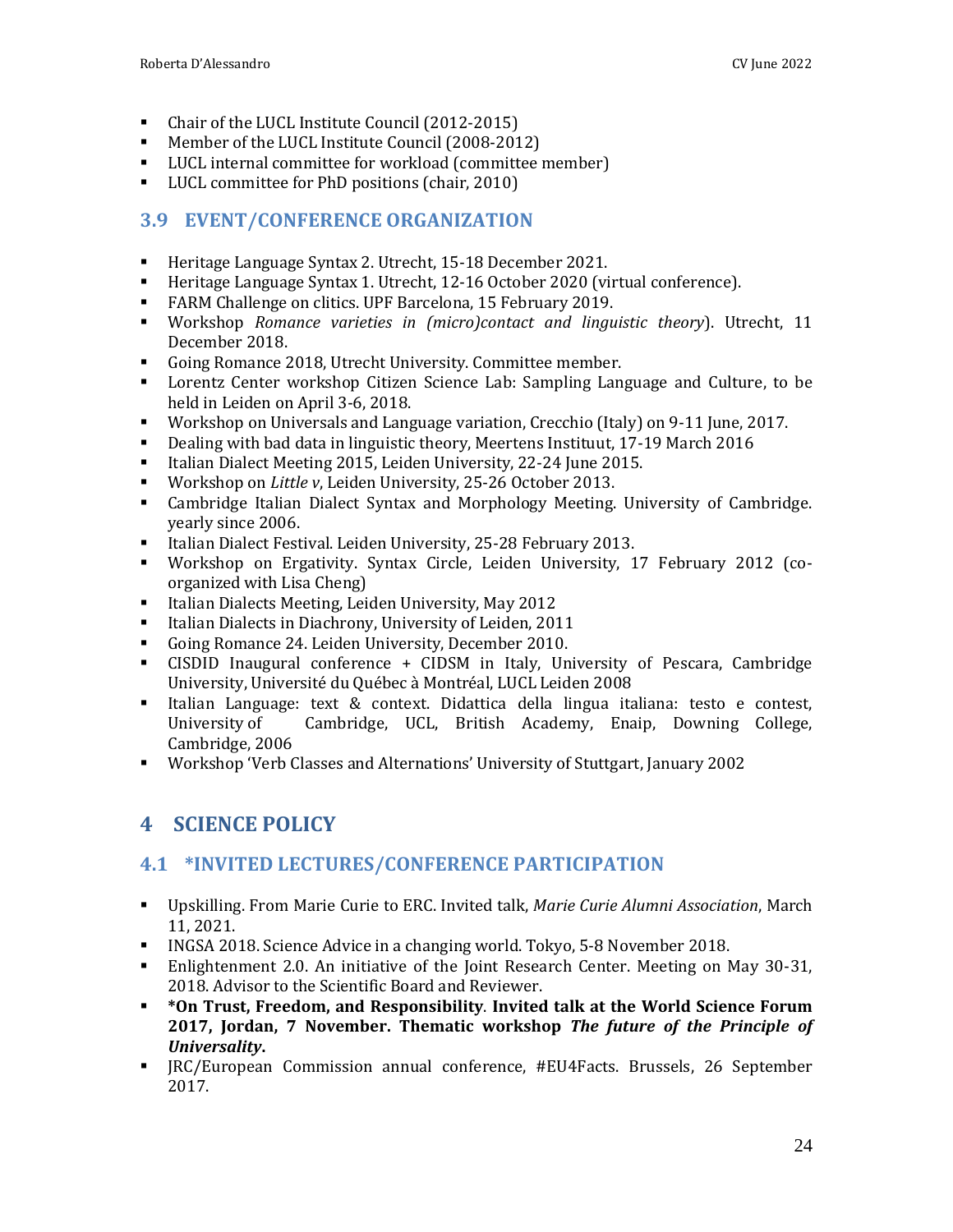- Chair of the LUCL Institute Council (2012-2015)
- Member of the LUCL Institute Council (2008-2012)
- LUCL internal committee for workload (committee member)
- LUCL committee for PhD positions (chair, 2010)

### 3.9 EVENT/CONFERENCE ORGANIZATION

- Heritage Language Syntax 2. Utrecht, 15-18 December 2021.
- Heritage Language Syntax 1. Utrecht, 12-16 October 2020 (virtual conference).
- FARM Challenge on clitics. UPF Barcelona, 15 February 2019.
- Workshop *Romance varieties in (micro)contact and linguistic theory*). Utrecht, 11 December 2018.
- Going Romance 2018, Utrecht University. Committee member.
- Lorentz Center workshop Citizen Science Lab: Sampling Language and Culture, to be held in Leiden on April 3-6, 2018.
- Workshop on Universals and Language variation, Crecchio (Italy) on 9-11 June, 2017.
- Dealing with bad data in linguistic theory, Meertens Instituut, 17-19 March 2016
- Italian Dialect Meeting 2015, Leiden University, 22-24 June 2015.
- Workshop on *Little v*, Leiden University, 25-26 October 2013.
- Cambridge Italian Dialect Syntax and Morphology Meeting. University of Cambridge. yearly since 2006.
- Italian Dialect Festival. Leiden University, 25-28 February 2013.
- Workshop on Ergativity. Syntax Circle, Leiden University, 17 February 2012 (co-organized with Lisa Cheng)
- Italian Dialects Meeting, Leiden University, May 2012
- Italian Dialects in Diachrony, University of Leiden, 2011
- Going Romance 24. Leiden University, December 2010.
- CISDID Inaugural conference + CIDSM in Italy, University of Pescara, Cambridge University, Université du Québec à Montréal, LUCL Leiden 2008
- Italian Language: text & context. Didattica della lingua italiana: testo e contest, University of Cambridge, UCL, British Academy, Enaip, Downing College, Cambridge, 2006
- Workshop 'Verb Classes and Alternations' University of Stuttgart, January 2002

## 4 SCIENCE POLICY

### 4.1 *INVITED LECTURES/CONFERENCE PARTICIPATION

- Upskilling. From Marie Curie to ERC. Invited talk, *Marie Curie Alumni Association*, March 11, 2021.
- INGSA 2018. Science Advice in a changing world. Tokyo, 5-8 November 2018.
- Enlightenment 2.0. An initiative of the Joint Research Center. Meeting on May 30-31, 2018. Advisor to the Scientific Board and Reviewer.
- **\*On Trust, Freedom, and Responsibility**. **Invited talk at the World Science Forum 2017, Jordan, 7 November. Thematic workshop *The future of the Principle of Universality*.**
- JRC/European Commission annual conference, #EU4Facts. Brussels, 26 September 2017.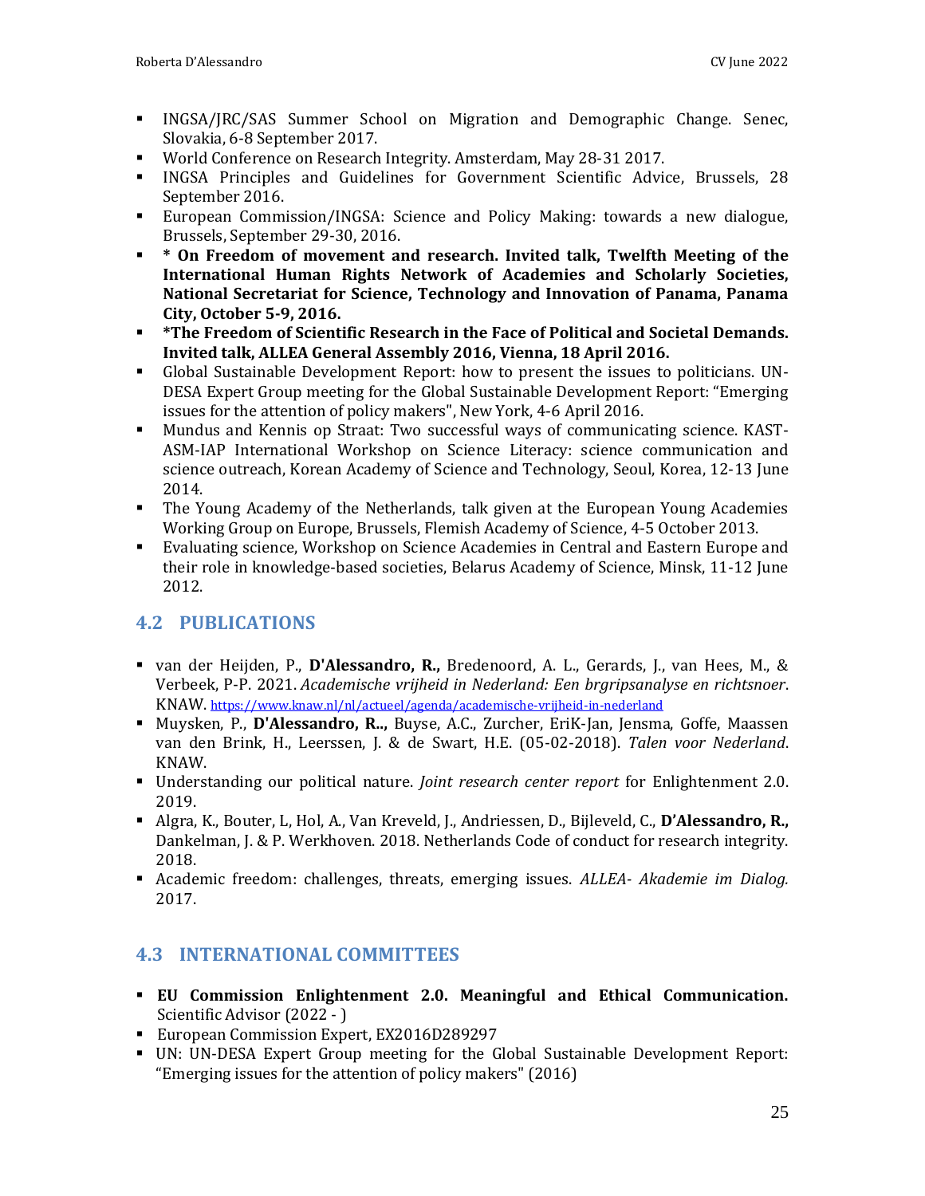- INGSA/JRC/SAS Summer School on Migration and Demographic Change. Senec, Slovakia, 6-8 September 2017.
- World Conference on Research Integrity. Amsterdam, May 28-31 2017.
- INGSA Principles and Guidelines for Government Scientific Advice, Brussels, 28 September 2016.
- European Commission/INGSA: Science and Policy Making: towards a new dialogue, Brussels, September 29-30, 2016.
- **\* On Freedom of movement and research. Invited talk, Twelfth Meeting of the International Human Rights Network of Academies and Scholarly Societies, National Secretariat for Science, Technology and Innovation of Panama, Panama City, October 5-9, 2016.**
- **\*The Freedom of Scientific Research in the Face of Political and Societal Demands. Invited talk, ALLEA General Assembly 2016, Vienna, 18 April 2016.**
- Global Sustainable Development Report: how to present the issues to politicians. UN-DESA Expert Group meeting for the Global Sustainable Development Report: "Emerging issues for the attention of policy makers", New York, 4-6 April 2016.
- Mundus and Kennis op Straat: Two successful ways of communicating science. KAST-ASM-IAP International Workshop on Science Literacy: science communication and science outreach, Korean Academy of Science and Technology, Seoul, Korea, 12-13 June 2014.
- The Young Academy of the Netherlands, talk given at the European Young Academies Working Group on Europe, Brussels, Flemish Academy of Science, 4-5 October 2013.
- Evaluating science, Workshop on Science Academies in Central and Eastern Europe and their role in knowledge-based societies, Belarus Academy of Science, Minsk, 11-12 June 2012.

## 4.2 PUBLICATIONS

- van der Heijden, P., **D'Alessandro, R.,** Bredenoord, A. L., Gerards, J., van Hees, M., & Verbeek, P-P. 2021. *Academische vrijheid in Nederland: Een brgripsanalyse en richtsnoer*. KNAW. https://www.knaw.nl/nl/actueel/agenda/academische-vrijheid-in-nederland
- Muysken, P., **D'Alessandro, R..,** Buyse, A.C., Zurcher, EriK-Jan, Jensma, Goffe, Maassen van den Brink, H., Leerssen, J. & de Swart, H.E. (05-02-2018). *Talen voor Nederland*. KNAW.
- Understanding our political nature. *Joint research center report* for Enlightenment 2.0. 2019.
- Algra, K., Bouter, L, Hol, A., Van Kreveld, J., Andriessen, D., Bijleveld, C., **D'Alessandro, R.,** Dankelman, J. & P. Werkhoven. 2018. Netherlands Code of conduct for research integrity. 2018.
- Academic freedom: challenges, threats, emerging issues. *ALLEA- Akademie im Dialog.* 2017.

## 4.3 INTERNATIONAL COMMITTEES

- **EU Commission Enlightenment 2.0. Meaningful and Ethical Communication.** Scientific Advisor (2022 - )
- European Commission Expert, EX2016D289297
- UN: UN-DESA Expert Group meeting for the Global Sustainable Development Report: "Emerging issues for the attention of policy makers" (2016)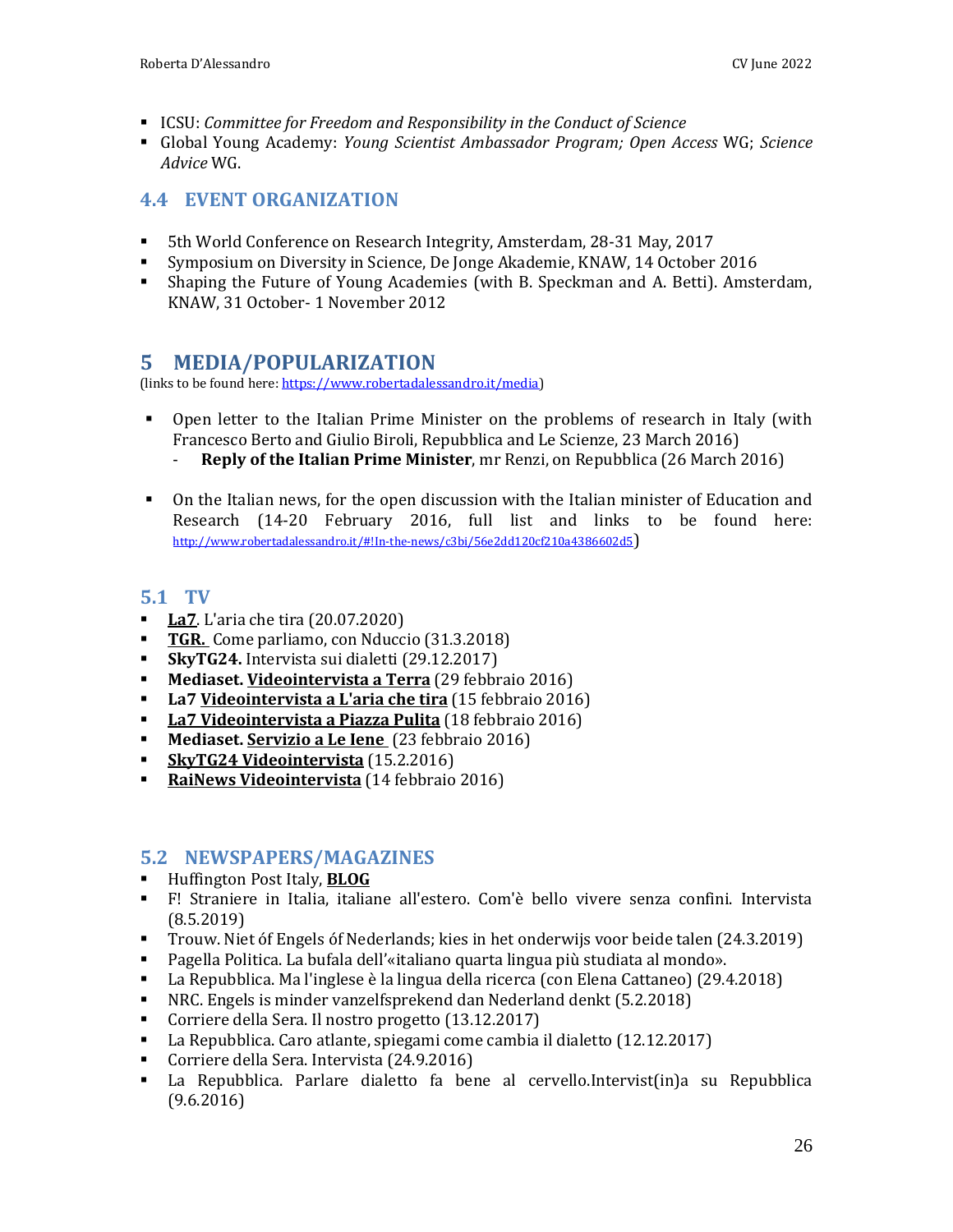- ICSU: *Committee for Freedom and Responsibility in the Conduct of Science*
- Global Young Academy: *Young Scientist Ambassador Program; Open Access* WG; *Science Advice* WG.

## 4.4 EVENT ORGANIZATION

- 5th World Conference on Research Integrity, Amsterdam, 28-31 May, 2017
- Symposium on Diversity in Science, De Jonge Akademie, KNAW, 14 October 2016
- Shaping the Future of Young Academies (with B. Speckman and A. Betti). Amsterdam, KNAW, 31 October- 1 November 2012

# 5 MEDIA/POPULARIZATION

(links to be found here: https://www.robertadalessandro.it/media)

- Open letter to the Italian Prime Minister on the problems of research in Italy (with Francesco Berto and Giulio Biroli, Repubblica and Le Scienze, 23 March 2016)
  - **Reply of the Italian Prime Minister**, mr Renzi, on Repubblica (26 March 2016)

- On the Italian news, for the open discussion with the Italian minister of Education and Research (14-20 February 2016, full list and links to be found here: http://www.robertadalessandro.it/#!In-the-news/c3bi/56e2dd120cf210a4386602d5)

## 5.1 TV

- **La7**. L'aria che tira (20.07.2020)
- **TGR.** Come parliamo, con Nduccio (31.3.2018)
- **SkyTG24.** Intervista sui dialetti (29.12.2017)
- **Mediaset. Videointervista a Terra** (29 febbraio 2016)
- **La7 Videointervista a L'aria che tira** (15 febbraio 2016)
- **La7 Videointervista a Piazza Pulita** (18 febbraio 2016)
- **Mediaset. Servizio a Le Iene** (23 febbraio 2016)
- **SkyTG24 Videointervista** (15.2.2016)
- **RaiNews Videointervista** (14 febbraio 2016)

## 5.2 NEWSPAPERS/MAGAZINES

- Huffington Post Italy, **BLOG**
- F! Straniere in Italia, italiane all'estero. Com'è bello vivere senza confini. Intervista (8.5.2019)
- Trouw. Niet óf Engels óf Nederlands; kies in het onderwijs voor beide talen (24.3.2019)
- Pagella Politica. La bufala dell'«italiano quarta lingua più studiata al mondo».
- La Repubblica. Ma l'inglese è la lingua della ricerca (con Elena Cattaneo) (29.4.2018)
- NRC. Engels is minder vanzelfsprekend dan Nederland denkt (5.2.2018)
- Corriere della Sera. Il nostro progetto (13.12.2017)
- La Repubblica. Caro atlante, spiegami come cambia il dialetto (12.12.2017)
- Corriere della Sera. Intervista (24.9.2016)
- La Repubblica. Parlare dialetto fa bene al cervello.Intervist(in)a su Repubblica (9.6.2016)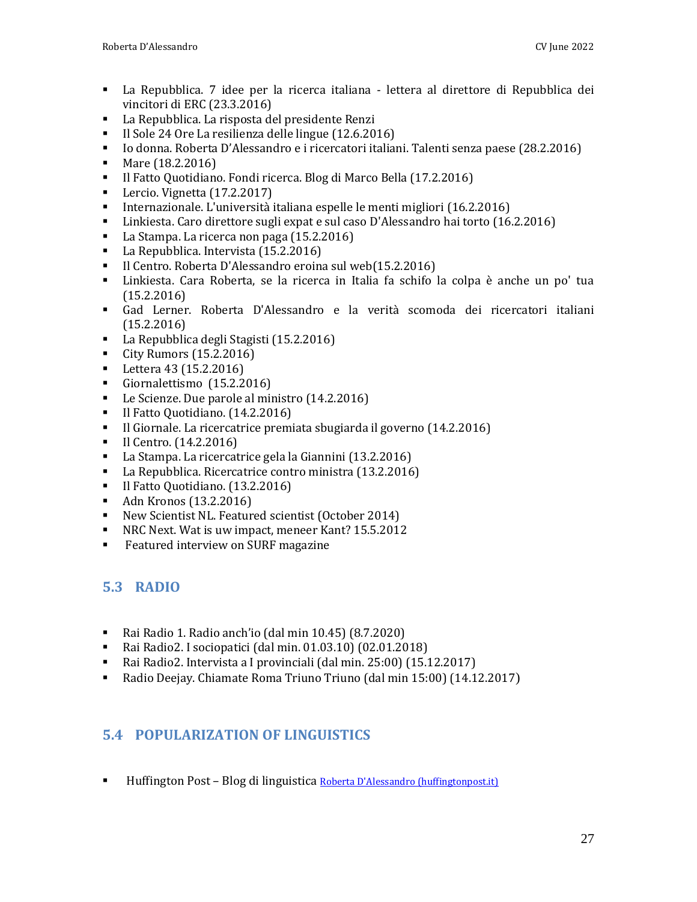- La Repubblica. 7 idee per la ricerca italiana - lettera al direttore di Repubblica dei vincitori di ERC (23.3.2016)
- La Repubblica. La risposta del presidente Renzi
- Il Sole 24 Ore La resilienza delle lingue (12.6.2016)
- Io donna. Roberta D'Alessandro e i ricercatori italiani. Talenti senza paese (28.2.2016)
- Mare (18.2.2016)
- Il Fatto Quotidiano. Fondi ricerca. Blog di Marco Bella (17.2.2016)
- Lercio. Vignetta (17.2.2017)
- Internazionale. L'università italiana espelle le menti migliori (16.2.2016)
- Linkiesta. Caro direttore sugli expat e sul caso D'Alessandro hai torto (16.2.2016)
- La Stampa. La ricerca non paga (15.2.2016)
- La Repubblica. Intervista (15.2.2016)
- Il Centro. Roberta D'Alessandro eroina sul web(15.2.2016)
- Linkiesta. Cara Roberta, se la ricerca in Italia fa schifo la colpa è anche un po' tua (15.2.2016)
- Gad Lerner. Roberta D'Alessandro e la verità scomoda dei ricercatori italiani (15.2.2016)
- La Repubblica degli Stagisti (15.2.2016)
- City Rumors (15.2.2016)
- Lettera 43 (15.2.2016)
- Giornalettismo (15.2.2016)
- Le Scienze. Due parole al ministro (14.2.2016)
- Il Fatto Quotidiano. (14.2.2016)
- Il Giornale. La ricercatrice premiata sbugiarda il governo (14.2.2016)
- Il Centro. (14.2.2016)
- La Stampa. La ricercatrice gela la Giannini (13.2.2016)
- La Repubblica. Ricercatrice contro ministra (13.2.2016)
- Il Fatto Quotidiano. (13.2.2016)
- Adn Kronos (13.2.2016)
- New Scientist NL. Featured scientist (October 2014)
- NRC Next. Wat is uw impact, meneer Kant? 15.5.2012
- Featured interview on SURF magazine

## 5.3 RADIO

- Rai Radio 1. Radio anch'io (dal min 10.45) (8.7.2020)
- Rai Radio2. I sociopatici (dal min. 01.03.10) (02.01.2018)
- Rai Radio2. Intervista a I provinciali (dal min. 25:00) (15.12.2017)
- Radio Deejay. Chiamate Roma Triuno Triuno (dal min 15:00) (14.12.2017)

## 5.4 POPULARIZATION OF LINGUISTICS

- Huffington Post – Blog di linguistica Roberta D'Alessandro (huffingtonpost.it)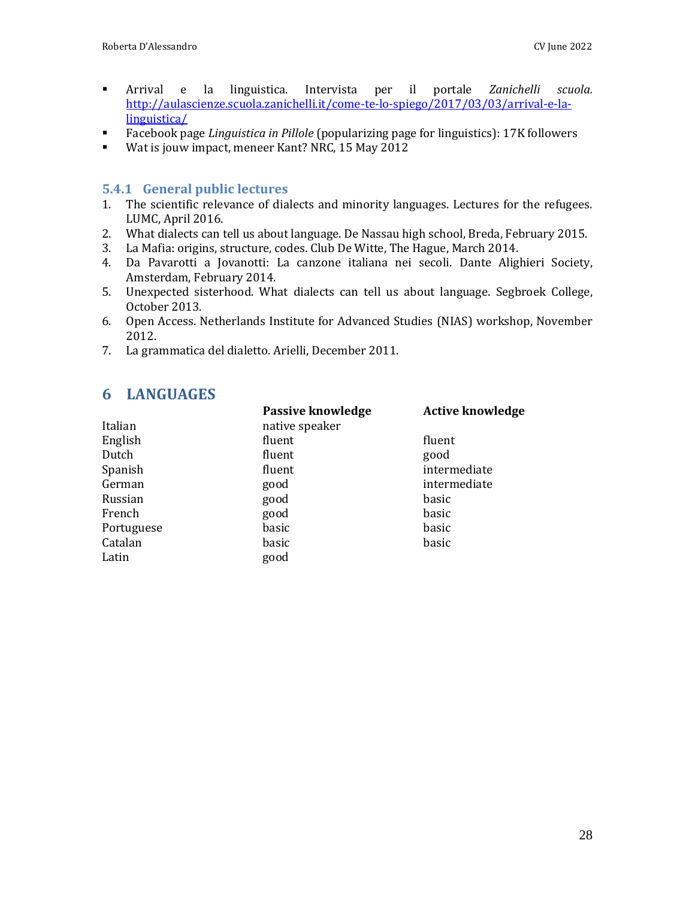- Arrival e la linguistica. Intervista per il portale *Zanichelli scuola.* http://aulascienze.scuola.zanichelli.it/come-te-lo-spiego/2017/03/03/arrival-e-la-linguistica/
- Facebook page *Linguistica in Pillole* (popularizing page for linguistics): 17K followers
- Wat is jouw impact, meneer Kant? NRC, 15 May 2012

### 5.4.1 General public lectures

1. The scientific relevance of dialects and minority languages. Lectures for the refugees. LUMC, April 2016.
2. What dialects can tell us about language. De Nassau high school, Breda, February 2015.
3. La Mafia: origins, structure, codes. Club De Witte, The Hague, March 2014.
4. Da Pavarotti a Jovanotti: La canzone italiana nei secoli. Dante Alighieri Society, Amsterdam, February 2014.
5. Unexpected sisterhood. What dialects can tell us about language. Segbroek College, October 2013.
6. Open Access. Netherlands Institute for Advanced Studies (NIAS) workshop, November 2012.
7. La grammatica del dialetto. Arielli, December 2011.

# 6 LANGUAGES

| | **Passive knowledge** | **Active knowledge** |
|---|---|---|
| Italian | native speaker | |
| English | fluent | fluent |
| Dutch | fluent | good |
| Spanish | fluent | intermediate |
| German | good | intermediate |
| Russian | good | basic |
| French | good | basic |
| Portuguese | basic | basic |
| Catalan | basic | basic |
| Latin | good | |